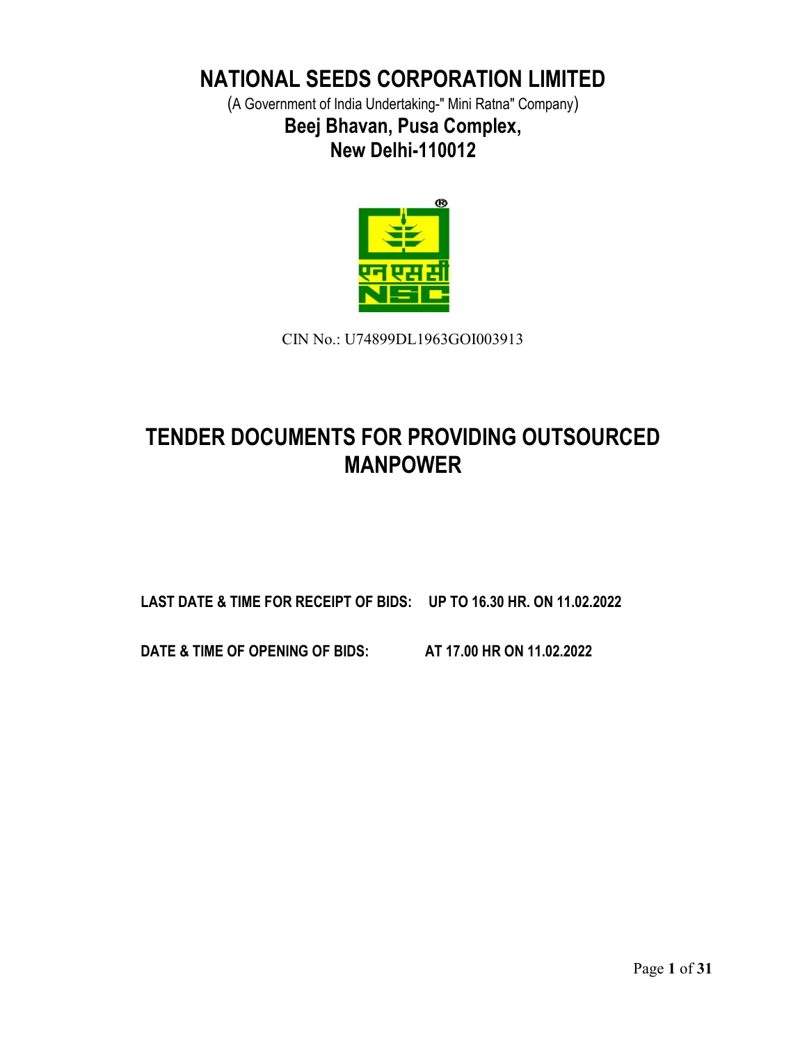# NATIONAL SEEDS CORPORATION LIMITED

(A Government of India Undertaking-" Mini Ratna" Company)

**Beej Bhavan, Pusa Complex,**
**New Delhi-110012**

CIN No.: U74899DL1963GOI003913

# TENDER DOCUMENTS FOR PROVIDING OUTSOURCED MANPOWER

**LAST DATE & TIME FOR RECEIPT OF BIDS: UP TO 16.30 HR. ON 11.02.2022**

**DATE & TIME OF OPENING OF BIDS: AT 17.00 HR ON 11.02.2022**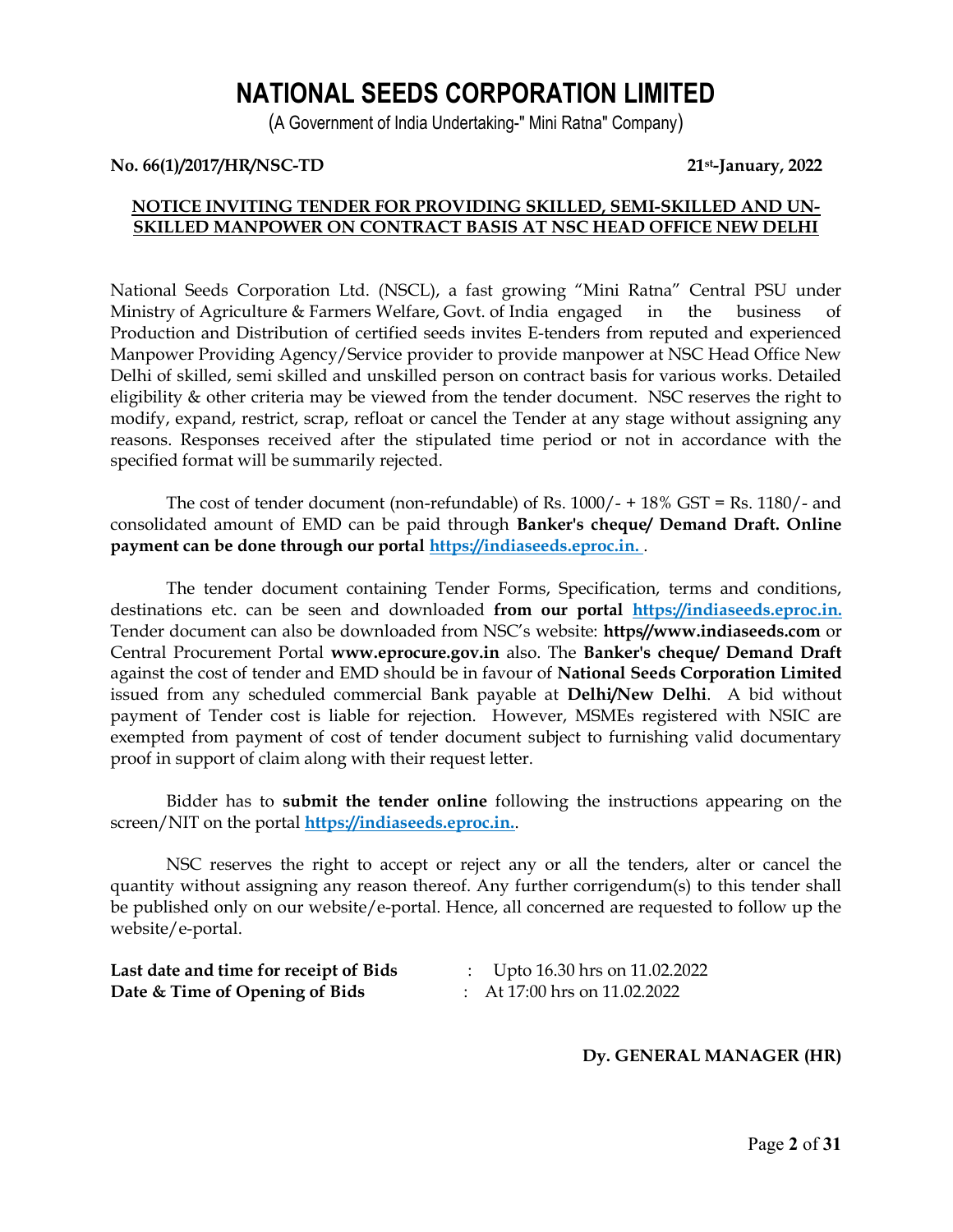# NATIONAL SEEDS CORPORATION LIMITED

(A Government of India Undertaking-" Mini Ratna" Company)

**No. 66(1)/2017/HR/NSC-TD** **21st-January, 2022**

**NOTICE INVITING TENDER FOR PROVIDING SKILLED, SEMI-SKILLED AND UN-SKILLED MANPOWER ON CONTRACT BASIS AT NSC HEAD OFFICE NEW DELHI**

National Seeds Corporation Ltd. (NSCL), a fast growing "Mini Ratna" Central PSU under Ministry of Agriculture & Farmers Welfare, Govt. of India engaged in the business of Production and Distribution of certified seeds invites E-tenders from reputed and experienced Manpower Providing Agency/Service provider to provide manpower at NSC Head Office New Delhi of skilled, semi skilled and unskilled person on contract basis for various works. Detailed eligibility & other criteria may be viewed from the tender document. NSC reserves the right to modify, expand, restrict, scrap, refloat or cancel the Tender at any stage without assigning any reasons. Responses received after the stipulated time period or not in accordance with the specified format will be summarily rejected.

The cost of tender document (non-refundable) of Rs. 1000/- + 18% GST = Rs. 1180/- and consolidated amount of EMD can be paid through **Banker's cheque/ Demand Draft. Online payment can be done through our portal [https://indiaseeds.eproc.in.](https://indiaseeds.eproc.in)** .

The tender document containing Tender Forms, Specification, terms and conditions, destinations etc. can be seen and downloaded **from our portal [https://indiaseeds.eproc.in.](https://indiaseeds.eproc.in)** Tender document can also be downloaded from NSC's website: **https//www.indiaseeds.com** or Central Procurement Portal **www.eprocure.gov.in** also. The **Banker's cheque/ Demand Draft** against the cost of tender and EMD should be in favour of **National Seeds Corporation Limited** issued from any scheduled commercial Bank payable at **Delhi/New Delhi**. A bid without payment of Tender cost is liable for rejection. However, MSMEs registered with NSIC are exempted from payment of cost of tender document subject to furnishing valid documentary proof in support of claim along with their request letter.

Bidder has to **submit the tender online** following the instructions appearing on the screen/NIT on the portal **[https://indiaseeds.eproc.in.](https://indiaseeds.eproc.in)**.

NSC reserves the right to accept or reject any or all the tenders, alter or cancel the quantity without assigning any reason thereof. Any further corrigendum(s) to this tender shall be published only on our website/e-portal. Hence, all concerned are requested to follow up the website/e-portal.

**Last date and time for receipt of Bids** : Upto 16.30 hrs on 11.02.2022
**Date & Time of Opening of Bids** : At 17:00 hrs on 11.02.2022

**Dy. GENERAL MANAGER (HR)**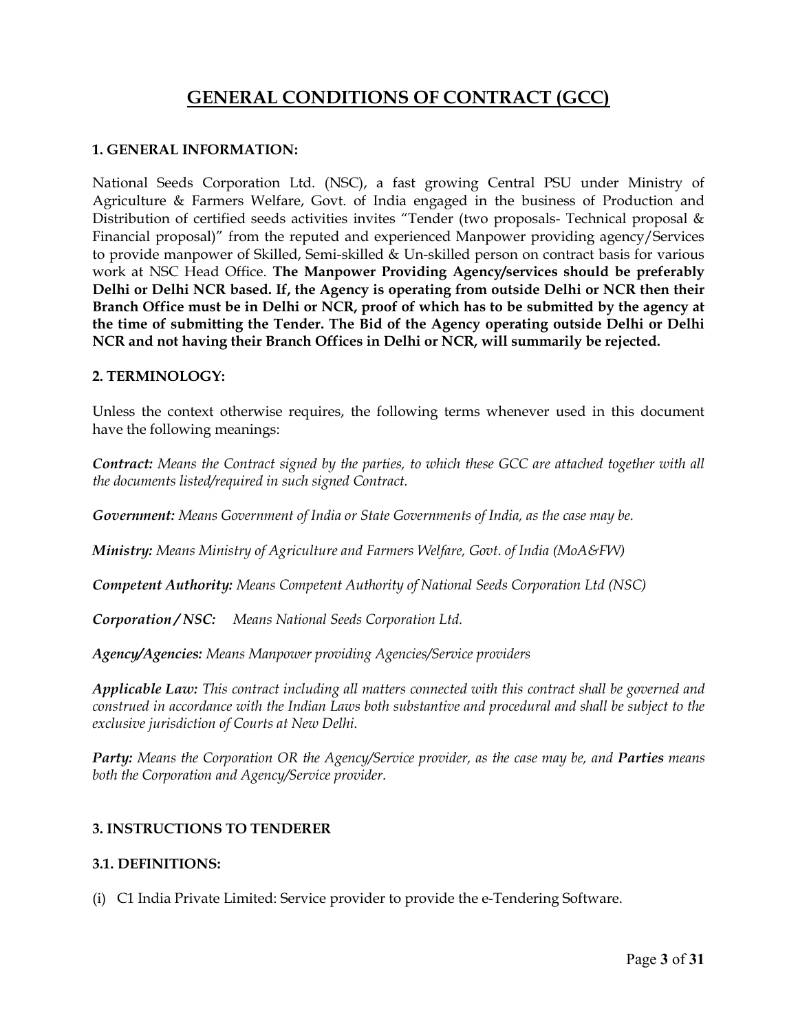# GENERAL CONDITIONS OF CONTRACT (GCC)

### 1. GENERAL INFORMATION:

National Seeds Corporation Ltd. (NSC), a fast growing Central PSU under Ministry of Agriculture & Farmers Welfare, Govt. of India engaged in the business of Production and Distribution of certified seeds activities invites "Tender (two proposals- Technical proposal & Financial proposal)" from the reputed and experienced Manpower providing agency/Services to provide manpower of Skilled, Semi-skilled & Un-skilled person on contract basis for various work at NSC Head Office. **The Manpower Providing Agency/services should be preferably Delhi or Delhi NCR based. If, the Agency is operating from outside Delhi or NCR then their Branch Office must be in Delhi or NCR, proof of which has to be submitted by the agency at the time of submitting the Tender. The Bid of the Agency operating outside Delhi or Delhi NCR and not having their Branch Offices in Delhi or NCR, will summarily be rejected.**

### 2. TERMINOLOGY:

Unless the context otherwise requires, the following terms whenever used in this document have the following meanings:

***Contract:*** *Means the Contract signed by the parties, to which these GCC are attached together with all the documents listed/required in such signed Contract.*

***Government:*** *Means Government of India or State Governments of India, as the case may be.*

***Ministry:*** *Means Ministry of Agriculture and Farmers Welfare, Govt. of India (MoA&FW)*

***Competent Authority:*** *Means Competent Authority of National Seeds Corporation Ltd (NSC)*

***Corporation / NSC:*** *Means National Seeds Corporation Ltd.*

***Agency/Agencies:*** *Means Manpower providing Agencies/Service providers*

***Applicable Law:*** *This contract including all matters connected with this contract shall be governed and construed in accordance with the Indian Laws both substantive and procedural and shall be subject to the exclusive jurisdiction of Courts at New Delhi.*

***Party:*** *Means the Corporation OR the Agency/Service provider, as the case may be, and* ***Parties*** *means both the Corporation and Agency/Service provider.*

### 3. INSTRUCTIONS TO TENDERER

#### 3.1. DEFINITIONS:

(i) C1 India Private Limited: Service provider to provide the e-Tendering Software.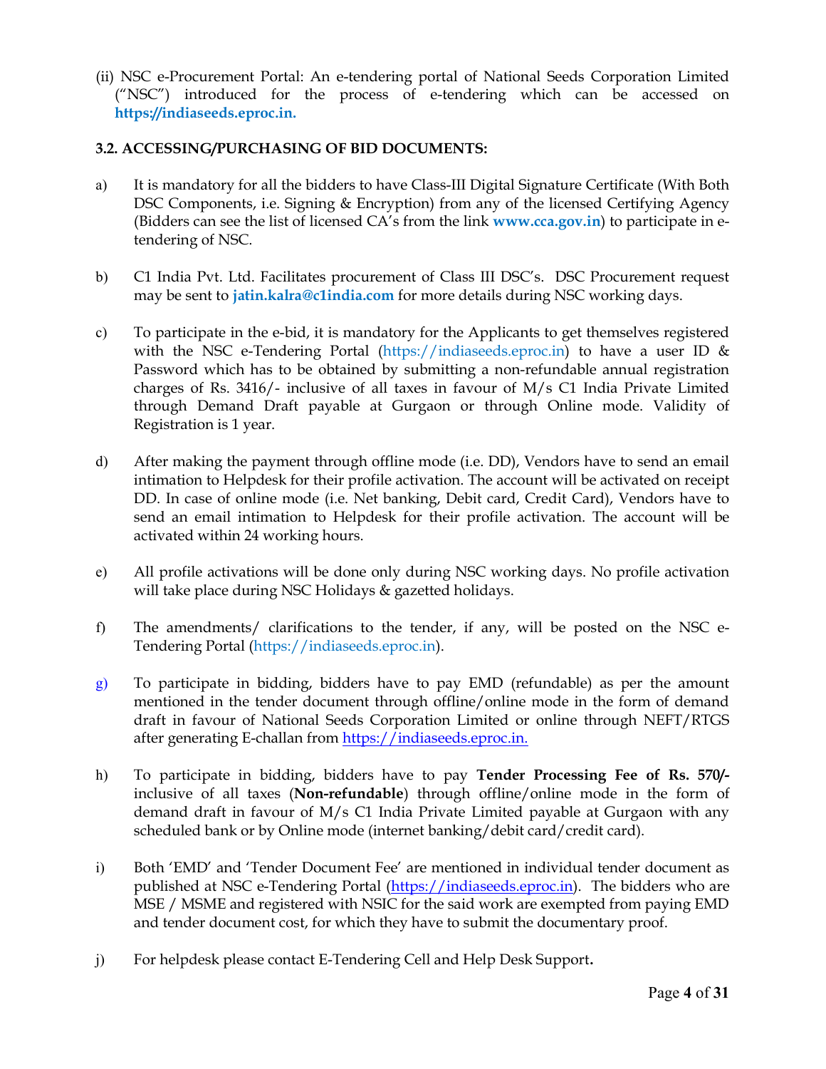(ii) NSC e-Procurement Portal: An e-tendering portal of National Seeds Corporation Limited ("NSC") introduced for the process of e-tendering which can be accessed on **https://indiaseeds.eproc.in.**

### 3.2. ACCESSING/PURCHASING OF BID DOCUMENTS:

a) It is mandatory for all the bidders to have Class-III Digital Signature Certificate (With Both DSC Components, i.e. Signing & Encryption) from any of the licensed Certifying Agency (Bidders can see the list of licensed CA's from the link **www.cca.gov.in**) to participate in e-tendering of NSC.

b) C1 India Pvt. Ltd. Facilitates procurement of Class III DSC's. DSC Procurement request may be sent to **jatin.kalra@c1india.com** for more details during NSC working days.

c) To participate in the e-bid, it is mandatory for the Applicants to get themselves registered with the NSC e-Tendering Portal (https://indiaseeds.eproc.in) to have a user ID & Password which has to be obtained by submitting a non-refundable annual registration charges of Rs. 3416/- inclusive of all taxes in favour of M/s C1 India Private Limited through Demand Draft payable at Gurgaon or through Online mode. Validity of Registration is 1 year.

d) After making the payment through offline mode (i.e. DD), Vendors have to send an email intimation to Helpdesk for their profile activation. The account will be activated on receipt DD. In case of online mode (i.e. Net banking, Debit card, Credit Card), Vendors have to send an email intimation to Helpdesk for their profile activation. The account will be activated within 24 working hours.

e) All profile activations will be done only during NSC working days. No profile activation will take place during NSC Holidays & gazetted holidays.

f) The amendments/ clarifications to the tender, if any, will be posted on the NSC e-Tendering Portal (https://indiaseeds.eproc.in).

g) To participate in bidding, bidders have to pay EMD (refundable) as per the amount mentioned in the tender document through offline/online mode in the form of demand draft in favour of National Seeds Corporation Limited or online through NEFT/RTGS after generating E-challan from https://indiaseeds.eproc.in.

h) To participate in bidding, bidders have to pay **Tender Processing Fee of Rs. 570/-** inclusive of all taxes (**Non-refundable**) through offline/online mode in the form of demand draft in favour of M/s C1 India Private Limited payable at Gurgaon with any scheduled bank or by Online mode (internet banking/debit card/credit card).

i) Both 'EMD' and 'Tender Document Fee' are mentioned in individual tender document as published at NSC e-Tendering Portal (https://indiaseeds.eproc.in). The bidders who are MSE / MSME and registered with NSIC for the said work are exempted from paying EMD and tender document cost, for which they have to submit the documentary proof.

j) For helpdesk please contact E-Tendering Cell and Help Desk Support**.**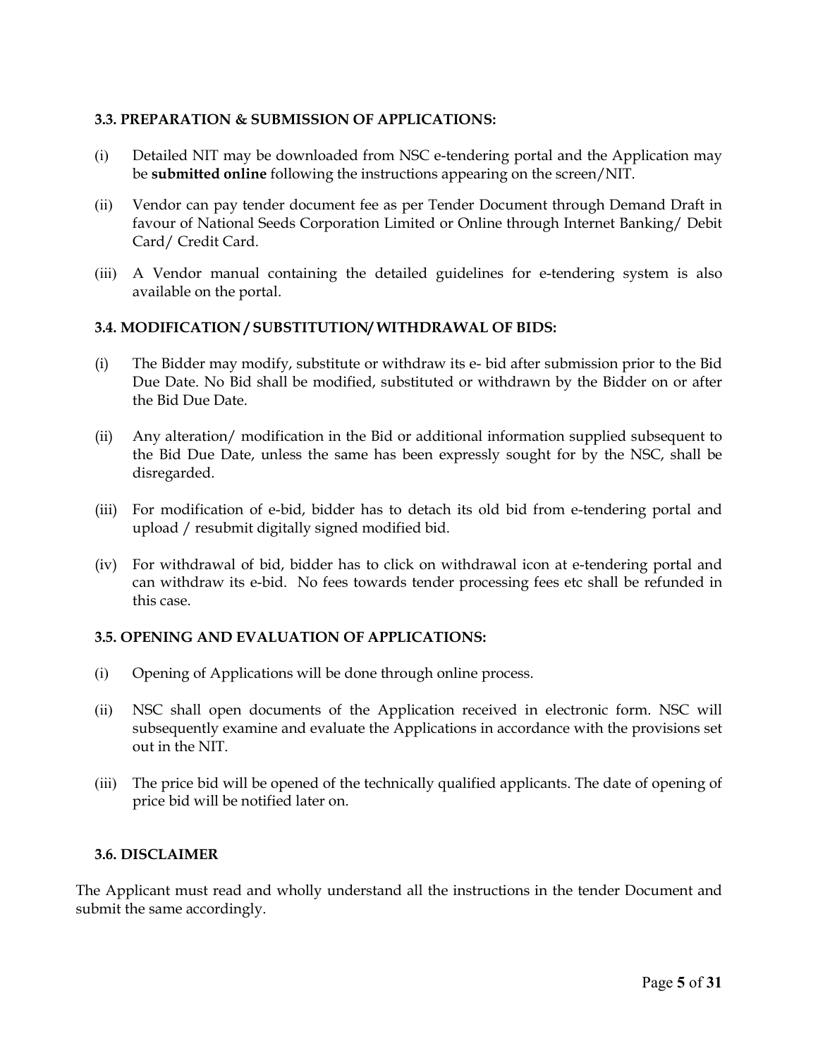### 3.3. PREPARATION & SUBMISSION OF APPLICATIONS:

(i) Detailed NIT may be downloaded from NSC e-tendering portal and the Application may be **submitted online** following the instructions appearing on the screen/NIT.

(ii) Vendor can pay tender document fee as per Tender Document through Demand Draft in favour of National Seeds Corporation Limited or Online through Internet Banking/ Debit Card/ Credit Card.

(iii) A Vendor manual containing the detailed guidelines for e-tendering system is also available on the portal.

### 3.4. MODIFICATION / SUBSTITUTION/ WITHDRAWAL OF BIDS:

(i) The Bidder may modify, substitute or withdraw its e- bid after submission prior to the Bid Due Date. No Bid shall be modified, substituted or withdrawn by the Bidder on or after the Bid Due Date.

(ii) Any alteration/ modification in the Bid or additional information supplied subsequent to the Bid Due Date, unless the same has been expressly sought for by the NSC, shall be disregarded.

(iii) For modification of e-bid, bidder has to detach its old bid from e-tendering portal and upload / resubmit digitally signed modified bid.

(iv) For withdrawal of bid, bidder has to click on withdrawal icon at e-tendering portal and can withdraw its e-bid. No fees towards tender processing fees etc shall be refunded in this case.

### 3.5. OPENING AND EVALUATION OF APPLICATIONS:

(i) Opening of Applications will be done through online process.

(ii) NSC shall open documents of the Application received in electronic form. NSC will subsequently examine and evaluate the Applications in accordance with the provisions set out in the NIT.

(iii) The price bid will be opened of the technically qualified applicants. The date of opening of price bid will be notified later on.

### 3.6. DISCLAIMER

The Applicant must read and wholly understand all the instructions in the tender Document and submit the same accordingly.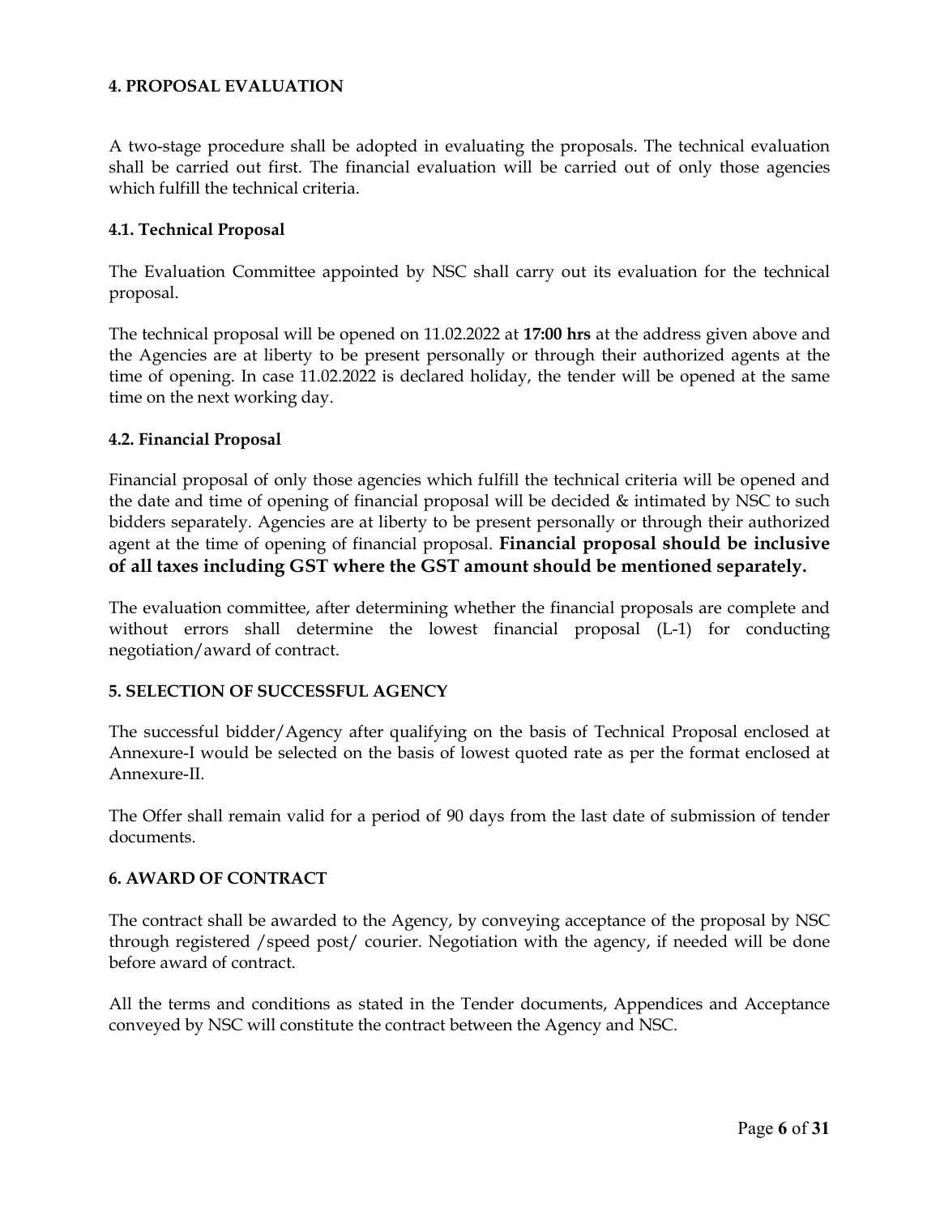## 4. PROPOSAL EVALUATION

A two-stage procedure shall be adopted in evaluating the proposals. The technical evaluation shall be carried out first. The financial evaluation will be carried out of only those agencies which fulfill the technical criteria.

### 4.1. Technical Proposal

The Evaluation Committee appointed by NSC shall carry out its evaluation for the technical proposal.

The technical proposal will be opened on 11.02.2022 at **17:00 hrs** at the address given above and the Agencies are at liberty to be present personally or through their authorized agents at the time of opening. In case 11.02.2022 is declared holiday, the tender will be opened at the same time on the next working day.

### 4.2. Financial Proposal

Financial proposal of only those agencies which fulfill the technical criteria will be opened and the date and time of opening of financial proposal will be decided & intimated by NSC to such bidders separately. Agencies are at liberty to be present personally or through their authorized agent at the time of opening of financial proposal. **Financial proposal should be inclusive of all taxes including GST where the GST amount should be mentioned separately.**

The evaluation committee, after determining whether the financial proposals are complete and without errors shall determine the lowest financial proposal (L-1) for conducting negotiation/award of contract.

## 5. SELECTION OF SUCCESSFUL AGENCY

The successful bidder/Agency after qualifying on the basis of Technical Proposal enclosed at Annexure-I would be selected on the basis of lowest quoted rate as per the format enclosed at Annexure-II.

The Offer shall remain valid for a period of 90 days from the last date of submission of tender documents.

## 6. AWARD OF CONTRACT

The contract shall be awarded to the Agency, by conveying acceptance of the proposal by NSC through registered /speed post/ courier. Negotiation with the agency, if needed will be done before award of contract.

All the terms and conditions as stated in the Tender documents, Appendices and Acceptance conveyed by NSC will constitute the contract between the Agency and NSC.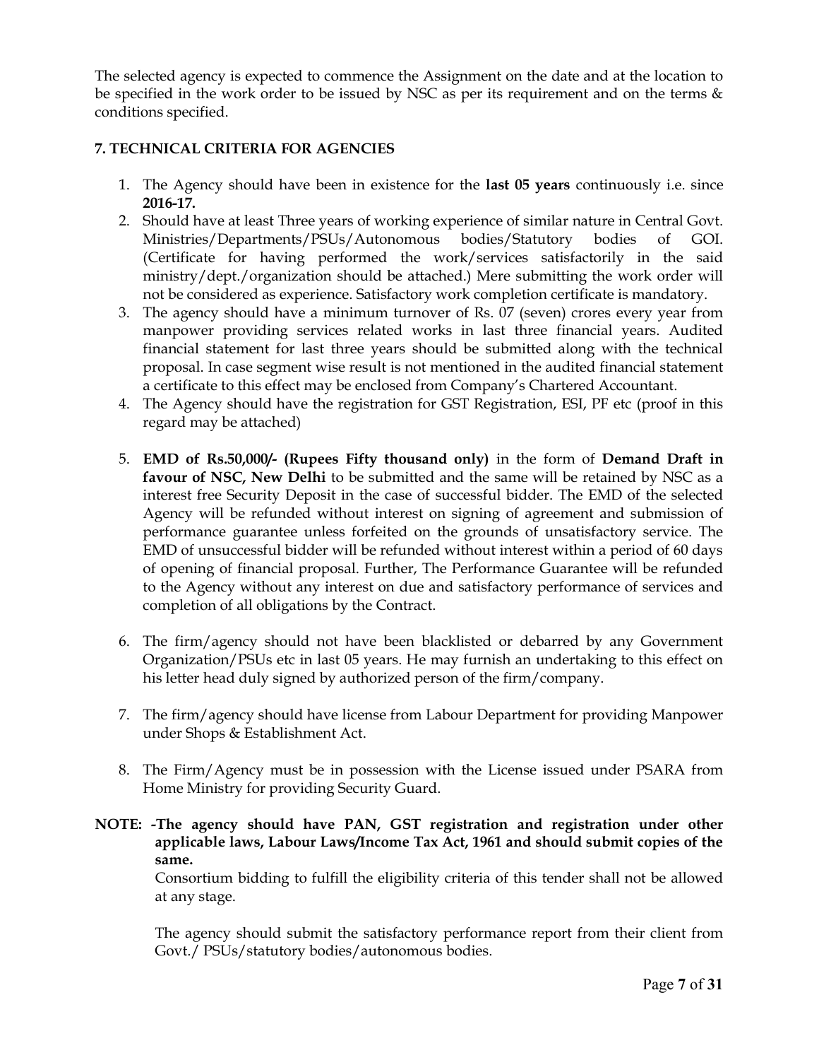The selected agency is expected to commence the Assignment on the date and at the location to be specified in the work order to be issued by NSC as per its requirement and on the terms & conditions specified.

### 7. TECHNICAL CRITERIA FOR AGENCIES

1. The Agency should have been in existence for the **last 05 years** continuously i.e. since **2016-17.**
2. Should have at least Three years of working experience of similar nature in Central Govt. Ministries/Departments/PSUs/Autonomous bodies/Statutory bodies of GOI. (Certificate for having performed the work/services satisfactorily in the said ministry/dept./organization should be attached.) Mere submitting the work order will not be considered as experience. Satisfactory work completion certificate is mandatory.
3. The agency should have a minimum turnover of Rs. 07 (seven) crores every year from manpower providing services related works in last three financial years. Audited financial statement for last three years should be submitted along with the technical proposal. In case segment wise result is not mentioned in the audited financial statement a certificate to this effect may be enclosed from Company's Chartered Accountant.
4. The Agency should have the registration for GST Registration, ESI, PF etc (proof in this regard may be attached)
5. **EMD of Rs.50,000/- (Rupees Fifty thousand only)** in the form of **Demand Draft in favour of NSC, New Delhi** to be submitted and the same will be retained by NSC as a interest free Security Deposit in the case of successful bidder. The EMD of the selected Agency will be refunded without interest on signing of agreement and submission of performance guarantee unless forfeited on the grounds of unsatisfactory service. The EMD of unsuccessful bidder will be refunded without interest within a period of 60 days of opening of financial proposal. Further, The Performance Guarantee will be refunded to the Agency without any interest on due and satisfactory performance of services and completion of all obligations by the Contract.
6. The firm/agency should not have been blacklisted or debarred by any Government Organization/PSUs etc in last 05 years. He may furnish an undertaking to this effect on his letter head duly signed by authorized person of the firm/company.
7. The firm/agency should have license from Labour Department for providing Manpower under Shops & Establishment Act.
8. The Firm/Agency must be in possession with the License issued under PSARA from Home Ministry for providing Security Guard.

**NOTE: -The agency should have PAN, GST registration and registration under other applicable laws, Labour Laws/Income Tax Act, 1961 and should submit copies of the same.**

Consortium bidding to fulfill the eligibility criteria of this tender shall not be allowed at any stage.

The agency should submit the satisfactory performance report from their client from Govt./ PSUs/statutory bodies/autonomous bodies.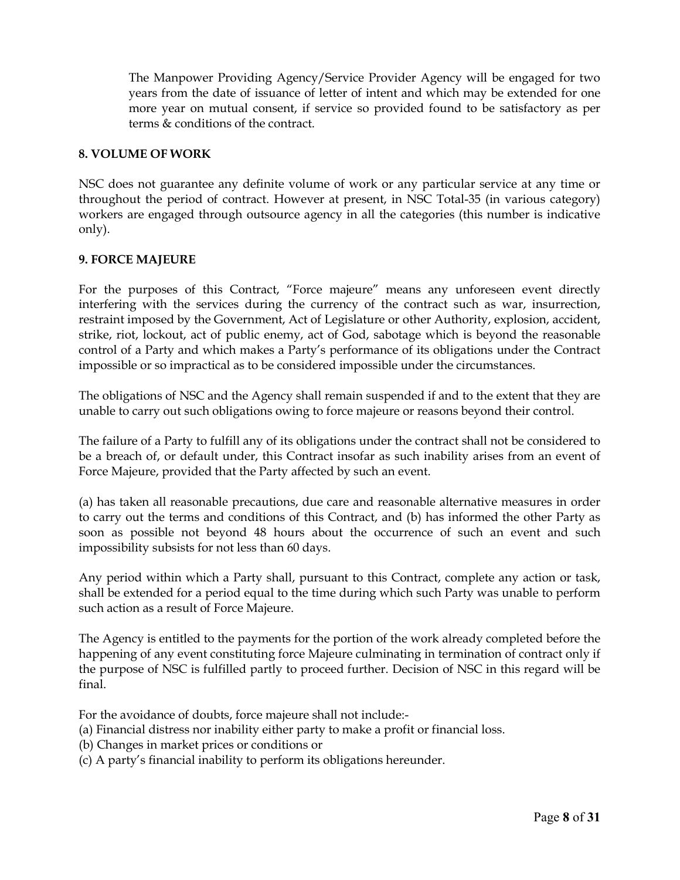The Manpower Providing Agency/Service Provider Agency will be engaged for two years from the date of issuance of letter of intent and which may be extended for one more year on mutual consent, if service so provided found to be satisfactory as per terms & conditions of the contract.

## 8. VOLUME OF WORK

NSC does not guarantee any definite volume of work or any particular service at any time or throughout the period of contract. However at present, in NSC Total-35 (in various category) workers are engaged through outsource agency in all the categories (this number is indicative only).

## 9. FORCE MAJEURE

For the purposes of this Contract, "Force majeure" means any unforeseen event directly interfering with the services during the currency of the contract such as war, insurrection, restraint imposed by the Government, Act of Legislature or other Authority, explosion, accident, strike, riot, lockout, act of public enemy, act of God, sabotage which is beyond the reasonable control of a Party and which makes a Party's performance of its obligations under the Contract impossible or so impractical as to be considered impossible under the circumstances.

The obligations of NSC and the Agency shall remain suspended if and to the extent that they are unable to carry out such obligations owing to force majeure or reasons beyond their control.

The failure of a Party to fulfill any of its obligations under the contract shall not be considered to be a breach of, or default under, this Contract insofar as such inability arises from an event of Force Majeure, provided that the Party affected by such an event.

(a) has taken all reasonable precautions, due care and reasonable alternative measures in order to carry out the terms and conditions of this Contract, and (b) has informed the other Party as soon as possible not beyond 48 hours about the occurrence of such an event and such impossibility subsists for not less than 60 days.

Any period within which a Party shall, pursuant to this Contract, complete any action or task, shall be extended for a period equal to the time during which such Party was unable to perform such action as a result of Force Majeure.

The Agency is entitled to the payments for the portion of the work already completed before the happening of any event constituting force Majeure culminating in termination of contract only if the purpose of NSC is fulfilled partly to proceed further. Decision of NSC in this regard will be final.

For the avoidance of doubts, force majeure shall not include:-

(a) Financial distress nor inability either party to make a profit or financial loss.
(b) Changes in market prices or conditions or
(c) A party's financial inability to perform its obligations hereunder.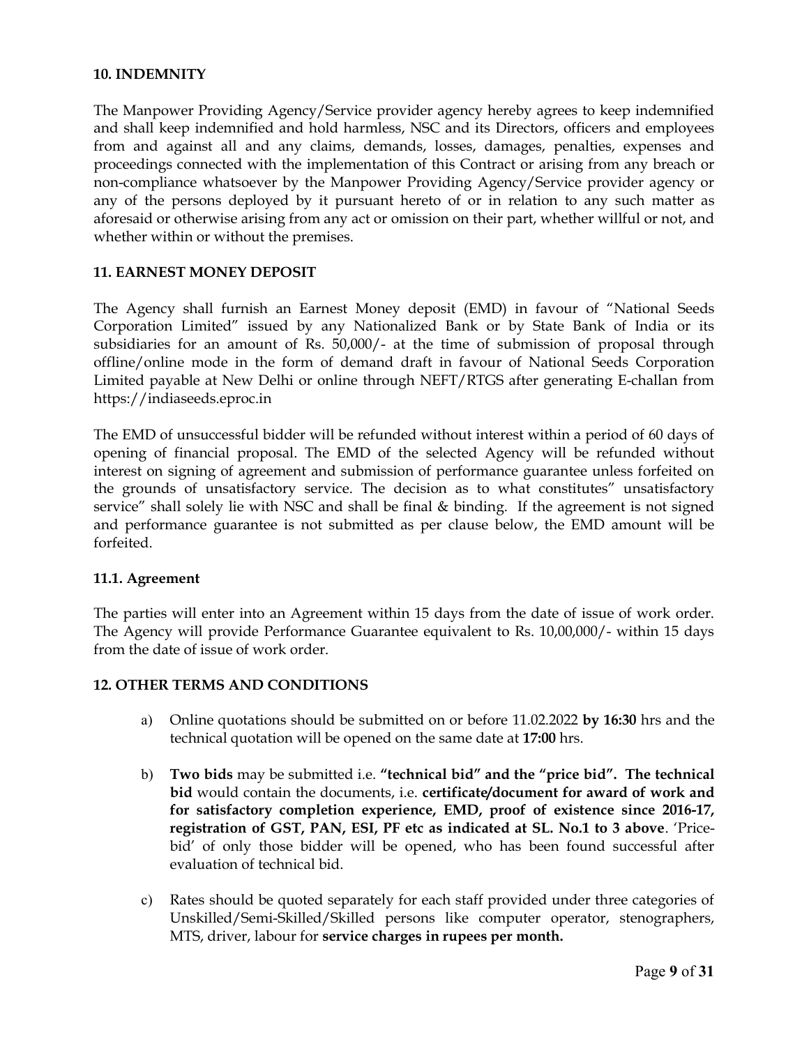### 10. INDEMNITY

The Manpower Providing Agency/Service provider agency hereby agrees to keep indemnified and shall keep indemnified and hold harmless, NSC and its Directors, officers and employees from and against all and any claims, demands, losses, damages, penalties, expenses and proceedings connected with the implementation of this Contract or arising from any breach or non-compliance whatsoever by the Manpower Providing Agency/Service provider agency or any of the persons deployed by it pursuant hereto of or in relation to any such matter as aforesaid or otherwise arising from any act or omission on their part, whether willful or not, and whether within or without the premises.

### 11. EARNEST MONEY DEPOSIT

The Agency shall furnish an Earnest Money deposit (EMD) in favour of "National Seeds Corporation Limited" issued by any Nationalized Bank or by State Bank of India or its subsidiaries for an amount of Rs. 50,000/- at the time of submission of proposal through offline/online mode in the form of demand draft in favour of National Seeds Corporation Limited payable at New Delhi or online through NEFT/RTGS after generating E-challan from https://indiaseeds.eproc.in

The EMD of unsuccessful bidder will be refunded without interest within a period of 60 days of opening of financial proposal. The EMD of the selected Agency will be refunded without interest on signing of agreement and submission of performance guarantee unless forfeited on the grounds of unsatisfactory service. The decision as to what constitutes" unsatisfactory service" shall solely lie with NSC and shall be final & binding. If the agreement is not signed and performance guarantee is not submitted as per clause below, the EMD amount will be forfeited.

#### 11.1. Agreement

The parties will enter into an Agreement within 15 days from the date of issue of work order. The Agency will provide Performance Guarantee equivalent to Rs. 10,00,000/- within 15 days from the date of issue of work order.

### 12. OTHER TERMS AND CONDITIONS

a) Online quotations should be submitted on or before 11.02.2022 **by 16:30** hrs and the technical quotation will be opened on the same date at **17:00** hrs.

b) **Two bids** may be submitted i.e. **"technical bid" and the "price bid". The technical bid** would contain the documents, i.e. **certificate/document for award of work and for satisfactory completion experience, EMD, proof of existence since 2016-17, registration of GST, PAN, ESI, PF etc as indicated at SL. No.1 to 3 above**. 'Price-bid' of only those bidder will be opened, who has been found successful after evaluation of technical bid.

c) Rates should be quoted separately for each staff provided under three categories of Unskilled/Semi-Skilled/Skilled persons like computer operator, stenographers, MTS, driver, labour for **service charges in rupees per month.**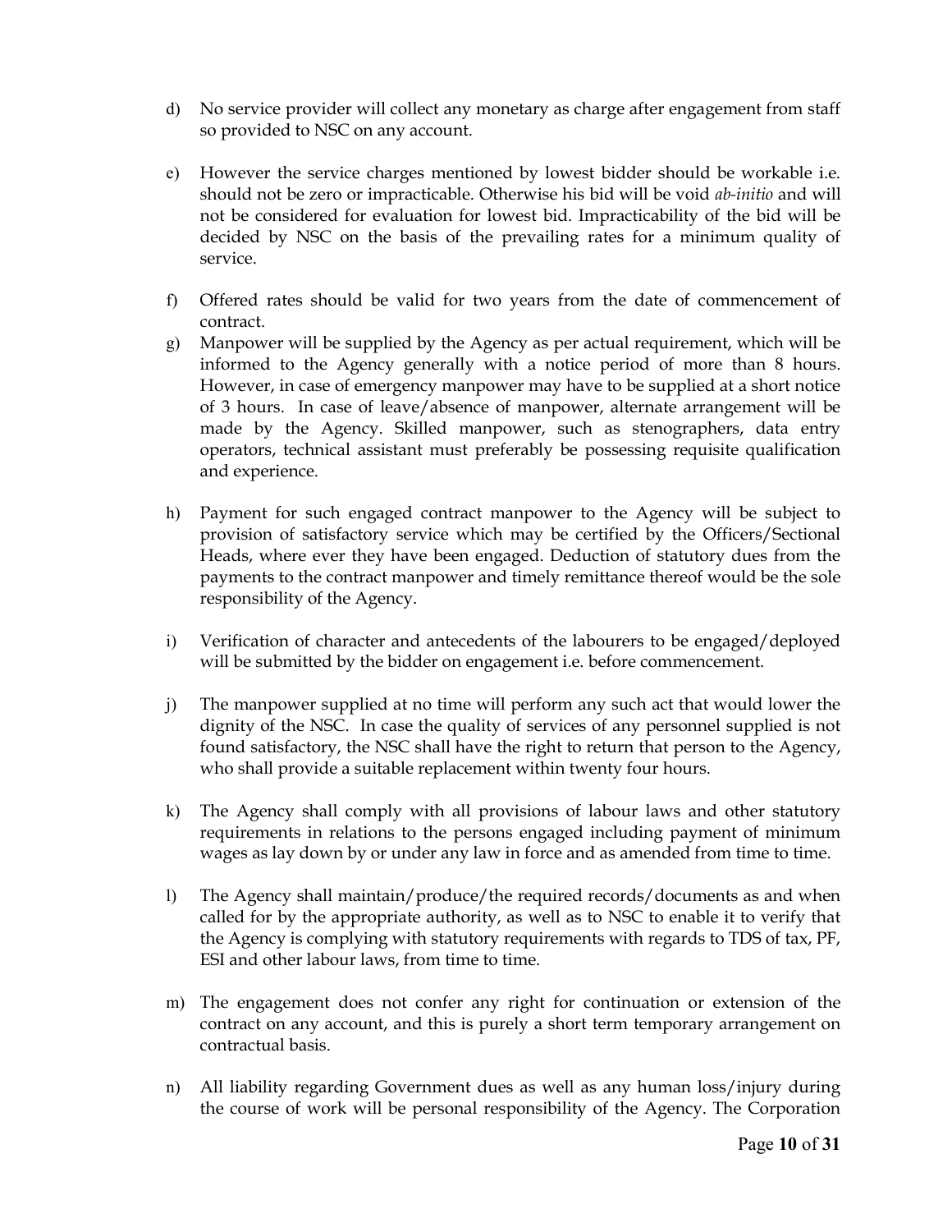d) No service provider will collect any monetary as charge after engagement from staff so provided to NSC on any account.

e) However the service charges mentioned by lowest bidder should be workable i.e. should not be zero or impracticable. Otherwise his bid will be void *ab-initio* and will not be considered for evaluation for lowest bid. Impracticability of the bid will be decided by NSC on the basis of the prevailing rates for a minimum quality of service.

f) Offered rates should be valid for two years from the date of commencement of contract.

g) Manpower will be supplied by the Agency as per actual requirement, which will be informed to the Agency generally with a notice period of more than 8 hours. However, in case of emergency manpower may have to be supplied at a short notice of 3 hours. In case of leave/absence of manpower, alternate arrangement will be made by the Agency. Skilled manpower, such as stenographers, data entry operators, technical assistant must preferably be possessing requisite qualification and experience.

h) Payment for such engaged contract manpower to the Agency will be subject to provision of satisfactory service which may be certified by the Officers/Sectional Heads, where ever they have been engaged. Deduction of statutory dues from the payments to the contract manpower and timely remittance thereof would be the sole responsibility of the Agency.

i) Verification of character and antecedents of the labourers to be engaged/deployed will be submitted by the bidder on engagement i.e. before commencement.

j) The manpower supplied at no time will perform any such act that would lower the dignity of the NSC. In case the quality of services of any personnel supplied is not found satisfactory, the NSC shall have the right to return that person to the Agency, who shall provide a suitable replacement within twenty four hours.

k) The Agency shall comply with all provisions of labour laws and other statutory requirements in relations to the persons engaged including payment of minimum wages as lay down by or under any law in force and as amended from time to time.

l) The Agency shall maintain/produce/the required records/documents as and when called for by the appropriate authority, as well as to NSC to enable it to verify that the Agency is complying with statutory requirements with regards to TDS of tax, PF, ESI and other labour laws, from time to time.

m) The engagement does not confer any right for continuation or extension of the contract on any account, and this is purely a short term temporary arrangement on contractual basis.

n) All liability regarding Government dues as well as any human loss/injury during the course of work will be personal responsibility of the Agency. The Corporation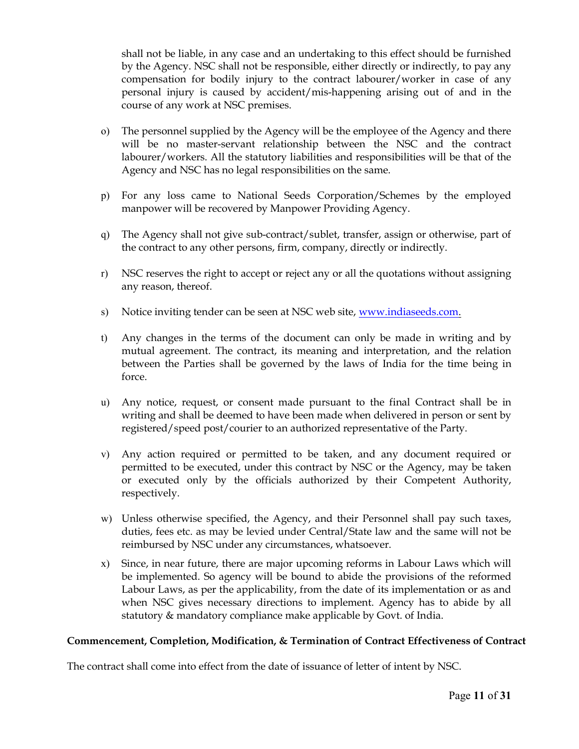shall not be liable, in any case and an undertaking to this effect should be furnished by the Agency. NSC shall not be responsible, either directly or indirectly, to pay any compensation for bodily injury to the contract labourer/worker in case of any personal injury is caused by accident/mis-happening arising out of and in the course of any work at NSC premises.

o) The personnel supplied by the Agency will be the employee of the Agency and there will be no master-servant relationship between the NSC and the contract labourer/workers. All the statutory liabilities and responsibilities will be that of the Agency and NSC has no legal responsibilities on the same.

p) For any loss came to National Seeds Corporation/Schemes by the employed manpower will be recovered by Manpower Providing Agency.

q) The Agency shall not give sub-contract/sublet, transfer, assign or otherwise, part of the contract to any other persons, firm, company, directly or indirectly.

r) NSC reserves the right to accept or reject any or all the quotations without assigning any reason, thereof.

s) Notice inviting tender can be seen at NSC web site, [www.indiaseeds.com.](http://www.indiaseeds.com)

t) Any changes in the terms of the document can only be made in writing and by mutual agreement. The contract, its meaning and interpretation, and the relation between the Parties shall be governed by the laws of India for the time being in force.

u) Any notice, request, or consent made pursuant to the final Contract shall be in writing and shall be deemed to have been made when delivered in person or sent by registered/speed post/courier to an authorized representative of the Party.

v) Any action required or permitted to be taken, and any document required or permitted to be executed, under this contract by NSC or the Agency, may be taken or executed only by the officials authorized by their Competent Authority, respectively.

w) Unless otherwise specified, the Agency, and their Personnel shall pay such taxes, duties, fees etc. as may be levied under Central/State law and the same will not be reimbursed by NSC under any circumstances, whatsoever.

x) Since, in near future, there are major upcoming reforms in Labour Laws which will be implemented. So agency will be bound to abide the provisions of the reformed Labour Laws, as per the applicability, from the date of its implementation or as and when NSC gives necessary directions to implement. Agency has to abide by all statutory & mandatory compliance make applicable by Govt. of India.

**Commencement, Completion, Modification, & Termination of Contract Effectiveness of Contract**

The contract shall come into effect from the date of issuance of letter of intent by NSC.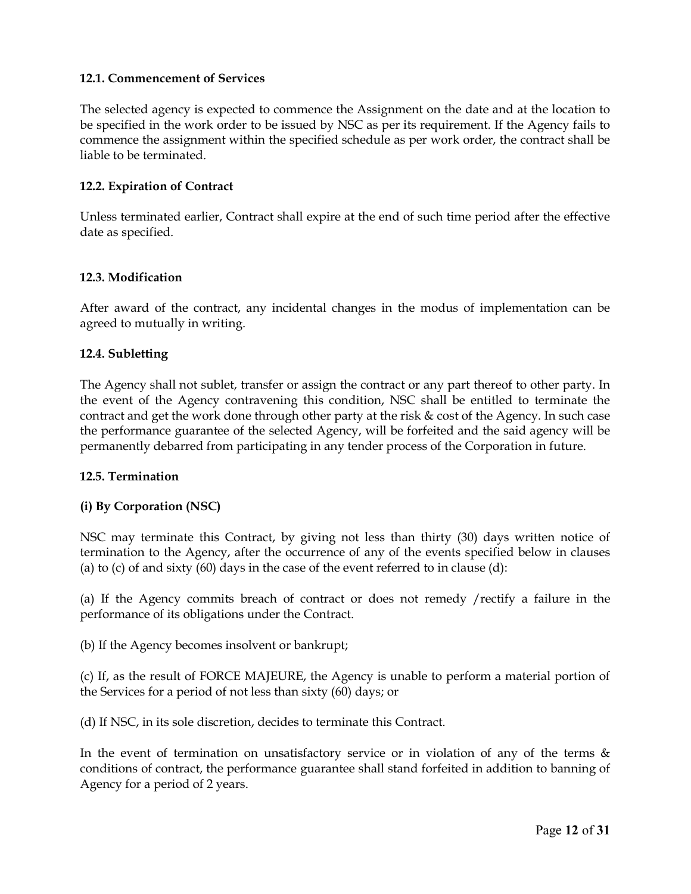### 12.1. Commencement of Services

The selected agency is expected to commence the Assignment on the date and at the location to be specified in the work order to be issued by NSC as per its requirement. If the Agency fails to commence the assignment within the specified schedule as per work order, the contract shall be liable to be terminated.

### 12.2. Expiration of Contract

Unless terminated earlier, Contract shall expire at the end of such time period after the effective date as specified.

### 12.3. Modification

After award of the contract, any incidental changes in the modus of implementation can be agreed to mutually in writing.

### 12.4. Subletting

The Agency shall not sublet, transfer or assign the contract or any part thereof to other party. In the event of the Agency contravening this condition, NSC shall be entitled to terminate the contract and get the work done through other party at the risk & cost of the Agency. In such case the performance guarantee of the selected Agency, will be forfeited and the said agency will be permanently debarred from participating in any tender process of the Corporation in future.

### 12.5. Termination

**(i) By Corporation (NSC)**

NSC may terminate this Contract, by giving not less than thirty (30) days written notice of termination to the Agency, after the occurrence of any of the events specified below in clauses (a) to (c) of and sixty (60) days in the case of the event referred to in clause (d):

(a) If the Agency commits breach of contract or does not remedy /rectify a failure in the performance of its obligations under the Contract.

(b) If the Agency becomes insolvent or bankrupt;

(c) If, as the result of FORCE MAJEURE, the Agency is unable to perform a material portion of the Services for a period of not less than sixty (60) days; or

(d) If NSC, in its sole discretion, decides to terminate this Contract.

In the event of termination on unsatisfactory service or in violation of any of the terms & conditions of contract, the performance guarantee shall stand forfeited in addition to banning of Agency for a period of 2 years.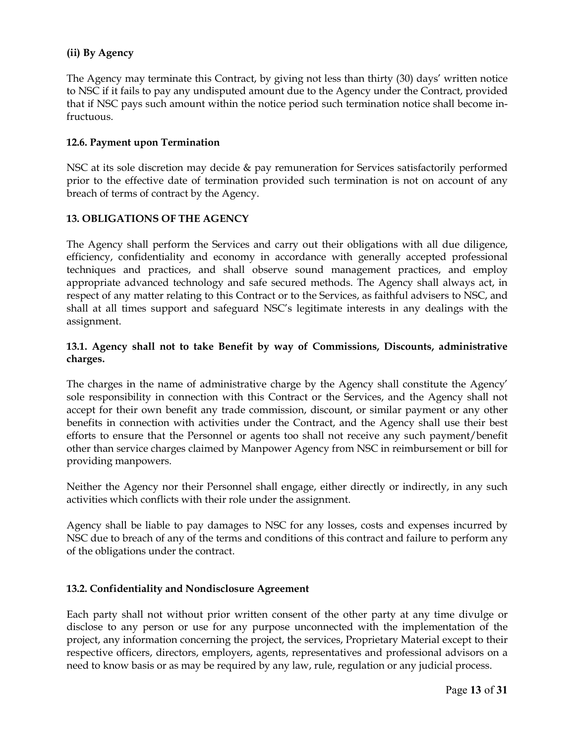**(ii) By Agency**

The Agency may terminate this Contract, by giving not less than thirty (30) days' written notice to NSC if it fails to pay any undisputed amount due to the Agency under the Contract, provided that if NSC pays such amount within the notice period such termination notice shall become in-fructuous.

**12.6. Payment upon Termination**

NSC at its sole discretion may decide & pay remuneration for Services satisfactorily performed prior to the effective date of termination provided such termination is not on account of any breach of terms of contract by the Agency.

**13. OBLIGATIONS OF THE AGENCY**

The Agency shall perform the Services and carry out their obligations with all due diligence, efficiency, confidentiality and economy in accordance with generally accepted professional techniques and practices, and shall observe sound management practices, and employ appropriate advanced technology and safe secured methods. The Agency shall always act, in respect of any matter relating to this Contract or to the Services, as faithful advisers to NSC, and shall at all times support and safeguard NSC's legitimate interests in any dealings with the assignment.

**13.1. Agency shall not to take Benefit by way of Commissions, Discounts, administrative charges.**

The charges in the name of administrative charge by the Agency shall constitute the Agency' sole responsibility in connection with this Contract or the Services, and the Agency shall not accept for their own benefit any trade commission, discount, or similar payment or any other benefits in connection with activities under the Contract, and the Agency shall use their best efforts to ensure that the Personnel or agents too shall not receive any such payment/benefit other than service charges claimed by Manpower Agency from NSC in reimbursement or bill for providing manpowers.

Neither the Agency nor their Personnel shall engage, either directly or indirectly, in any such activities which conflicts with their role under the assignment.

Agency shall be liable to pay damages to NSC for any losses, costs and expenses incurred by NSC due to breach of any of the terms and conditions of this contract and failure to perform any of the obligations under the contract.

**13.2. Confidentiality and Nondisclosure Agreement**

Each party shall not without prior written consent of the other party at any time divulge or disclose to any person or use for any purpose unconnected with the implementation of the project, any information concerning the project, the services, Proprietary Material except to their respective officers, directors, employers, agents, representatives and professional advisors on a need to know basis or as may be required by any law, rule, regulation or any judicial process.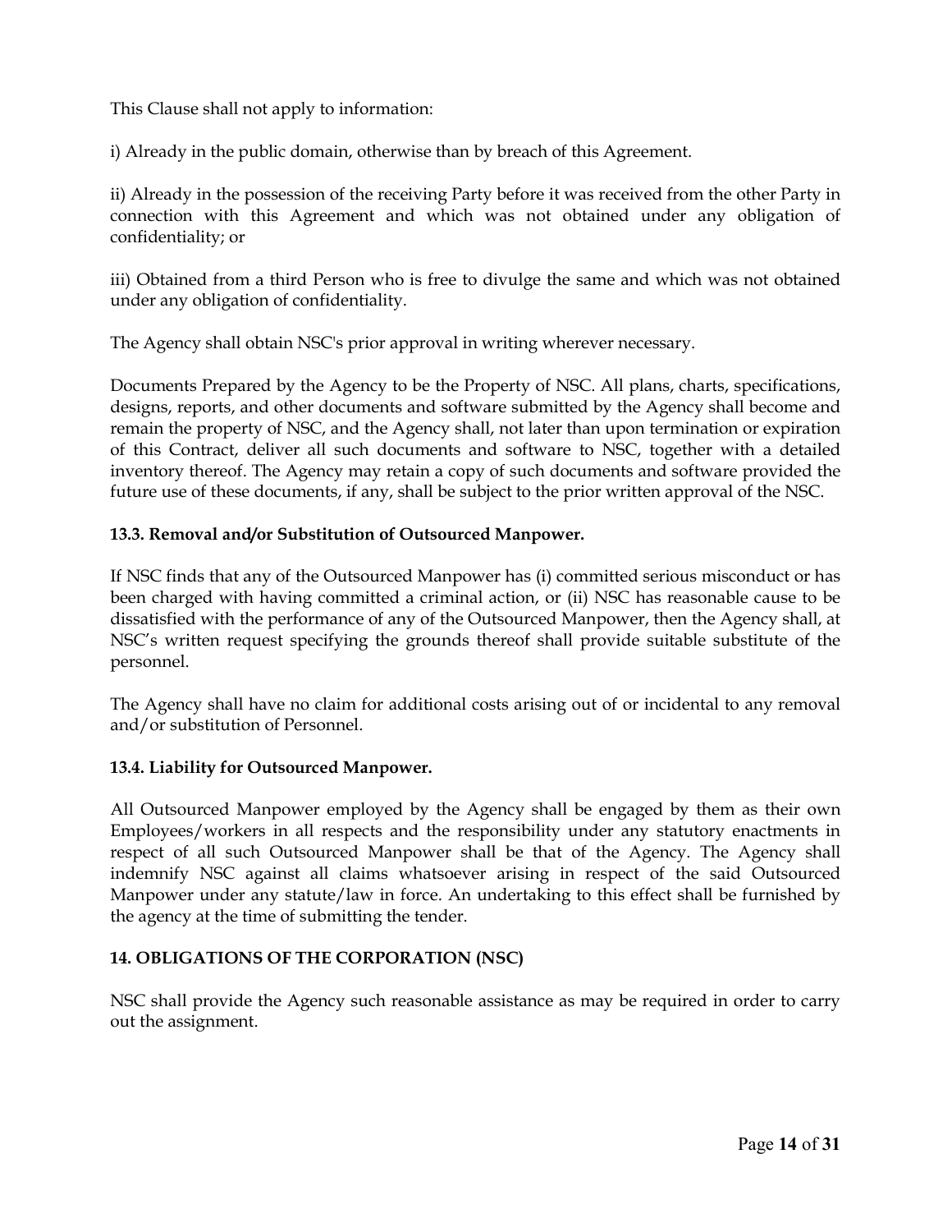This Clause shall not apply to information:

i) Already in the public domain, otherwise than by breach of this Agreement.

ii) Already in the possession of the receiving Party before it was received from the other Party in connection with this Agreement and which was not obtained under any obligation of confidentiality; or

iii) Obtained from a third Person who is free to divulge the same and which was not obtained under any obligation of confidentiality.

The Agency shall obtain NSC's prior approval in writing wherever necessary.

Documents Prepared by the Agency to be the Property of NSC. All plans, charts, specifications, designs, reports, and other documents and software submitted by the Agency shall become and remain the property of NSC, and the Agency shall, not later than upon termination or expiration of this Contract, deliver all such documents and software to NSC, together with a detailed inventory thereof. The Agency may retain a copy of such documents and software provided the future use of these documents, if any, shall be subject to the prior written approval of the NSC.

### 13.3. Removal and/or Substitution of Outsourced Manpower.

If NSC finds that any of the Outsourced Manpower has (i) committed serious misconduct or has been charged with having committed a criminal action, or (ii) NSC has reasonable cause to be dissatisfied with the performance of any of the Outsourced Manpower, then the Agency shall, at NSC's written request specifying the grounds thereof shall provide suitable substitute of the personnel.

The Agency shall have no claim for additional costs arising out of or incidental to any removal and/or substitution of Personnel.

### 13.4. Liability for Outsourced Manpower.

All Outsourced Manpower employed by the Agency shall be engaged by them as their own Employees/workers in all respects and the responsibility under any statutory enactments in respect of all such Outsourced Manpower shall be that of the Agency. The Agency shall indemnify NSC against all claims whatsoever arising in respect of the said Outsourced Manpower under any statute/law in force. An undertaking to this effect shall be furnished by the agency at the time of submitting the tender.

## 14. OBLIGATIONS OF THE CORPORATION (NSC)

NSC shall provide the Agency such reasonable assistance as may be required in order to carry out the assignment.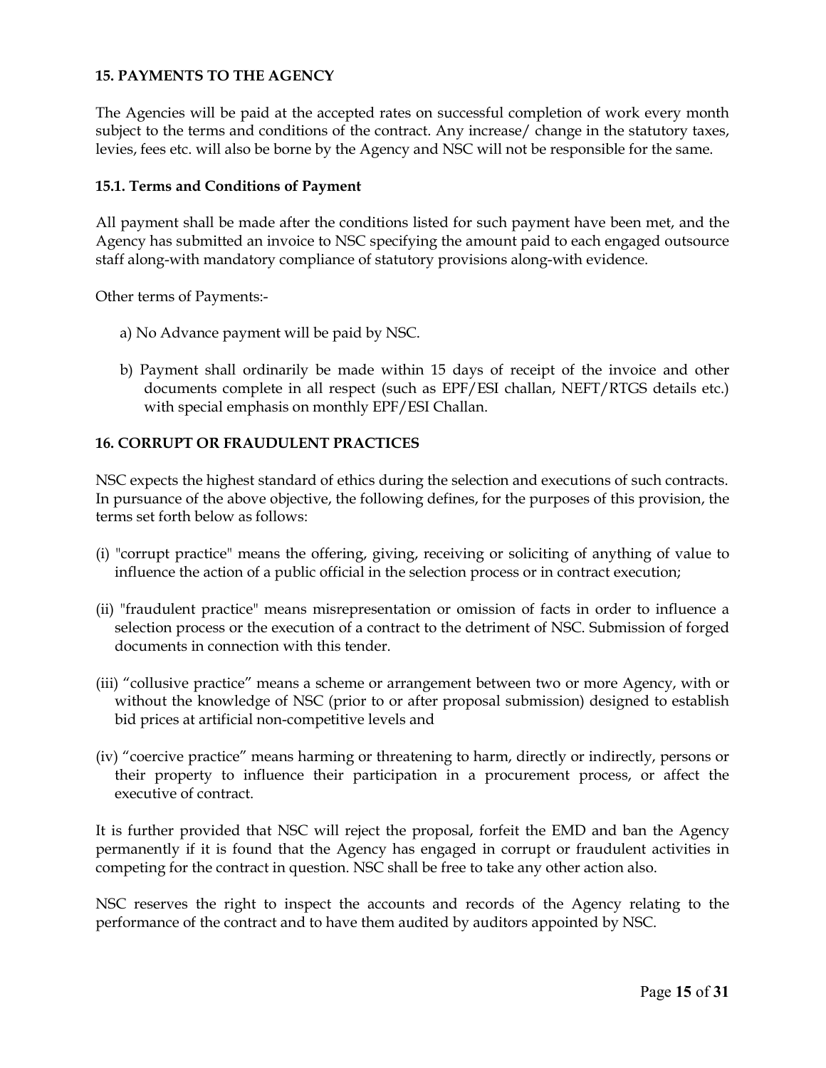## 15. PAYMENTS TO THE AGENCY

The Agencies will be paid at the accepted rates on successful completion of work every month subject to the terms and conditions of the contract. Any increase/ change in the statutory taxes, levies, fees etc. will also be borne by the Agency and NSC will not be responsible for the same.

### 15.1. Terms and Conditions of Payment

All payment shall be made after the conditions listed for such payment have been met, and the Agency has submitted an invoice to NSC specifying the amount paid to each engaged outsource staff along-with mandatory compliance of statutory provisions along-with evidence.

Other terms of Payments:-

a) No Advance payment will be paid by NSC.

b) Payment shall ordinarily be made within 15 days of receipt of the invoice and other documents complete in all respect (such as EPF/ESI challan, NEFT/RTGS details etc.) with special emphasis on monthly EPF/ESI Challan.

## 16. CORRUPT OR FRAUDULENT PRACTICES

NSC expects the highest standard of ethics during the selection and executions of such contracts. In pursuance of the above objective, the following defines, for the purposes of this provision, the terms set forth below as follows:

(i) "corrupt practice" means the offering, giving, receiving or soliciting of anything of value to influence the action of a public official in the selection process or in contract execution;

(ii) "fraudulent practice" means misrepresentation or omission of facts in order to influence a selection process or the execution of a contract to the detriment of NSC. Submission of forged documents in connection with this tender.

(iii) "collusive practice" means a scheme or arrangement between two or more Agency, with or without the knowledge of NSC (prior to or after proposal submission) designed to establish bid prices at artificial non-competitive levels and

(iv) "coercive practice" means harming or threatening to harm, directly or indirectly, persons or their property to influence their participation in a procurement process, or affect the executive of contract.

It is further provided that NSC will reject the proposal, forfeit the EMD and ban the Agency permanently if it is found that the Agency has engaged in corrupt or fraudulent activities in competing for the contract in question. NSC shall be free to take any other action also.

NSC reserves the right to inspect the accounts and records of the Agency relating to the performance of the contract and to have them audited by auditors appointed by NSC.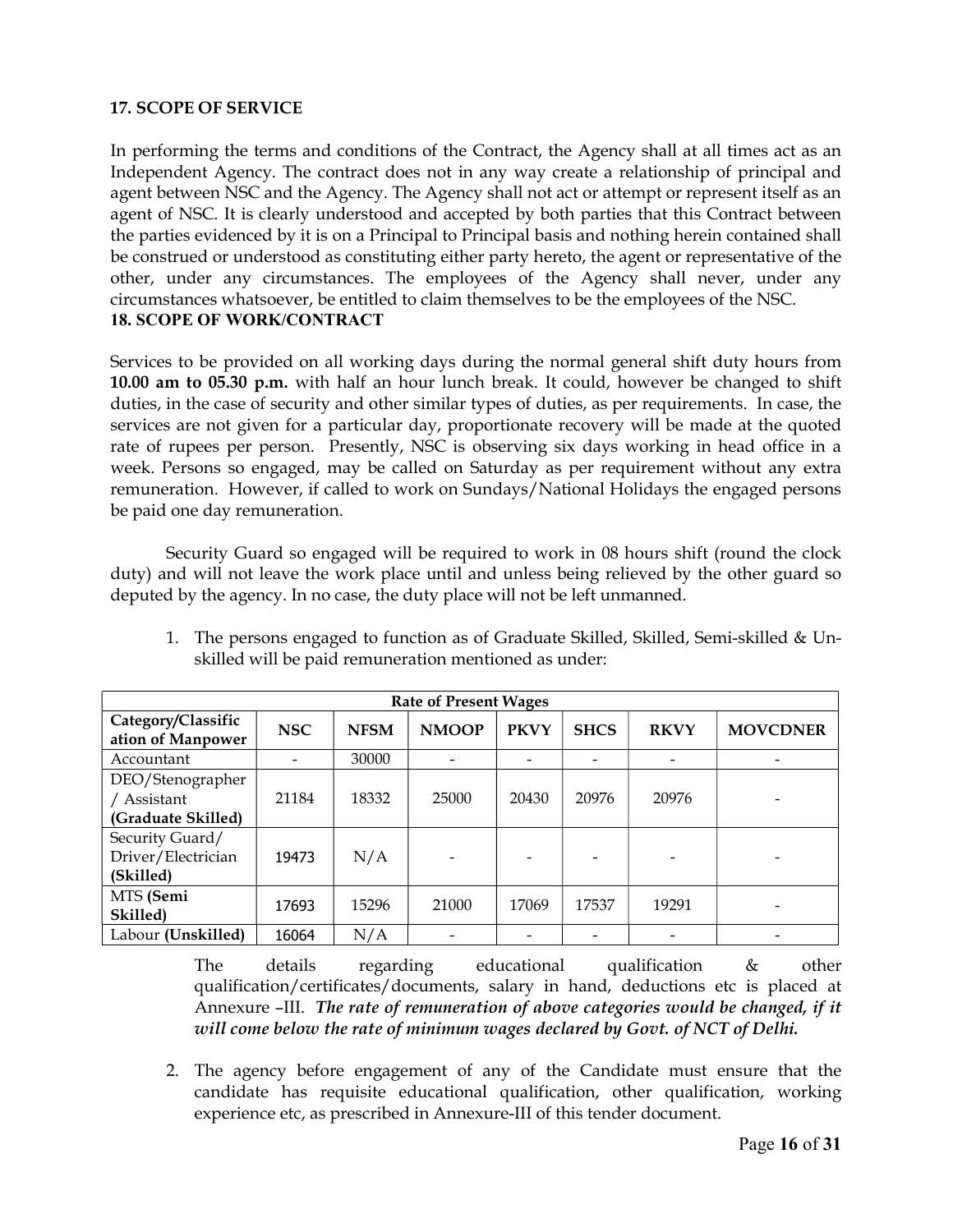**17. SCOPE OF SERVICE**

In performing the terms and conditions of the Contract, the Agency shall at all times act as an Independent Agency. The contract does not in any way create a relationship of principal and agent between NSC and the Agency. The Agency shall not act or attempt or represent itself as an agent of NSC. It is clearly understood and accepted by both parties that this Contract between the parties evidenced by it is on a Principal to Principal basis and nothing herein contained shall be construed or understood as constituting either party hereto, the agent or representative of the other, under any circumstances. The employees of the Agency shall never, under any circumstances whatsoever, be entitled to claim themselves to be the employees of the NSC.

**18. SCOPE OF WORK/CONTRACT**

Services to be provided on all working days during the normal general shift duty hours from **10.00 am to 05.30 p.m.** with half an hour lunch break. It could, however be changed to shift duties, in the case of security and other similar types of duties, as per requirements. In case, the services are not given for a particular day, proportionate recovery will be made at the quoted rate of rupees per person. Presently, NSC is observing six days working in head office in a week. Persons so engaged, may be called on Saturday as per requirement without any extra remuneration. However, if called to work on Sundays/National Holidays the engaged persons be paid one day remuneration.

Security Guard so engaged will be required to work in 08 hours shift (round the clock duty) and will not leave the work place until and unless being relieved by the other guard so deputed by the agency. In no case, the duty place will not be left unmanned.

1. The persons engaged to function as of Graduate Skilled, Skilled, Semi-skilled & Un-skilled will be paid remuneration mentioned as under:

| Rate of Present Wages | | | | | | | |
|---|---|---|---|---|---|---|---|
| **Category/Classification of Manpower** | **NSC** | **NFSM** | **NMOOP** | **PKVY** | **SHCS** | **RKVY** | **MOVCDNER** |
| Accountant | - | 30000 | - | - | - | - | - |
| DEO/Stenographer / Assistant **(Graduate Skilled)** | 21184 | 18332 | 25000 | 20430 | 20976 | 20976 | - |
| Security Guard/ Driver/Electrician **(Skilled)** | 19473 | N/A | - | - | - | - | - |
| MTS **(Semi Skilled)** | 17693 | 15296 | 21000 | 17069 | 17537 | 19291 | - |
| Labour **(Unskilled)** | 16064 | N/A | - | - | - | - | - |

The details regarding educational qualification & other qualification/certificates/documents, salary in hand, deductions etc is placed at Annexure –III. ***The rate of remuneration of above categories would be changed, if it will come below the rate of minimum wages declared by Govt. of NCT of Delhi.***

2. The agency before engagement of any of the Candidate must ensure that the candidate has requisite educational qualification, other qualification, working experience etc, as prescribed in Annexure-III of this tender document.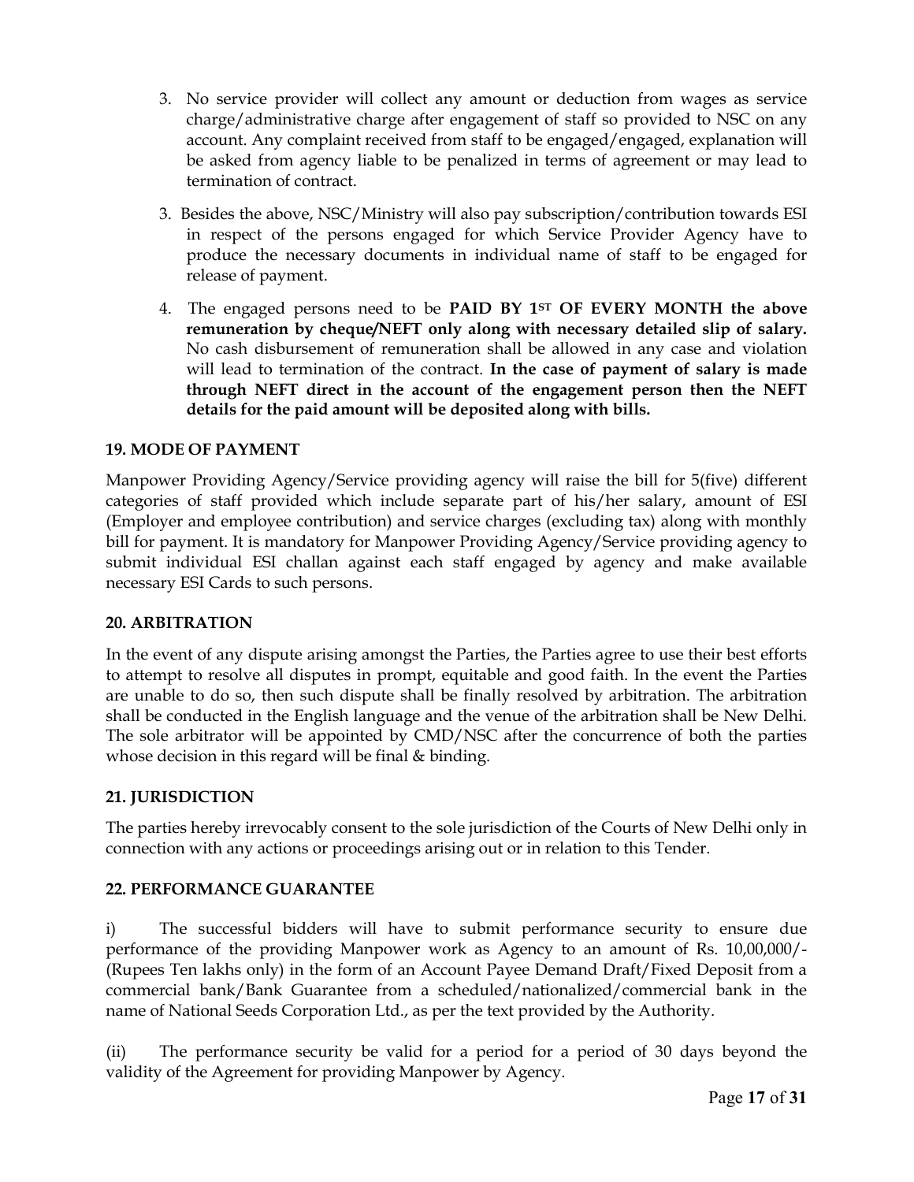3. No service provider will collect any amount or deduction from wages as service charge/administrative charge after engagement of staff so provided to NSC on any account. Any complaint received from staff to be engaged/engaged, explanation will be asked from agency liable to be penalized in terms of agreement or may lead to termination of contract.

3. Besides the above, NSC/Ministry will also pay subscription/contribution towards ESI in respect of the persons engaged for which Service Provider Agency have to produce the necessary documents in individual name of staff to be engaged for release of payment.

4. The engaged persons need to be **PAID BY 1ST OF EVERY MONTH the above remuneration by cheque/NEFT only along with necessary detailed slip of salary.** No cash disbursement of remuneration shall be allowed in any case and violation will lead to termination of the contract. **In the case of payment of salary is made through NEFT direct in the account of the engagement person then the NEFT details for the paid amount will be deposited along with bills.**

### 19. MODE OF PAYMENT

Manpower Providing Agency/Service providing agency will raise the bill for 5(five) different categories of staff provided which include separate part of his/her salary, amount of ESI (Employer and employee contribution) and service charges (excluding tax) along with monthly bill for payment. It is mandatory for Manpower Providing Agency/Service providing agency to submit individual ESI challan against each staff engaged by agency and make available necessary ESI Cards to such persons.

### 20. ARBITRATION

In the event of any dispute arising amongst the Parties, the Parties agree to use their best efforts to attempt to resolve all disputes in prompt, equitable and good faith. In the event the Parties are unable to do so, then such dispute shall be finally resolved by arbitration. The arbitration shall be conducted in the English language and the venue of the arbitration shall be New Delhi. The sole arbitrator will be appointed by CMD/NSC after the concurrence of both the parties whose decision in this regard will be final & binding.

### 21. JURISDICTION

The parties hereby irrevocably consent to the sole jurisdiction of the Courts of New Delhi only in connection with any actions or proceedings arising out or in relation to this Tender.

### 22. PERFORMANCE GUARANTEE

i) The successful bidders will have to submit performance security to ensure due performance of the providing Manpower work as Agency to an amount of Rs. 10,00,000/- (Rupees Ten lakhs only) in the form of an Account Payee Demand Draft/Fixed Deposit from a commercial bank/Bank Guarantee from a scheduled/nationalized/commercial bank in the name of National Seeds Corporation Ltd., as per the text provided by the Authority.

(ii) The performance security be valid for a period for a period of 30 days beyond the validity of the Agreement for providing Manpower by Agency.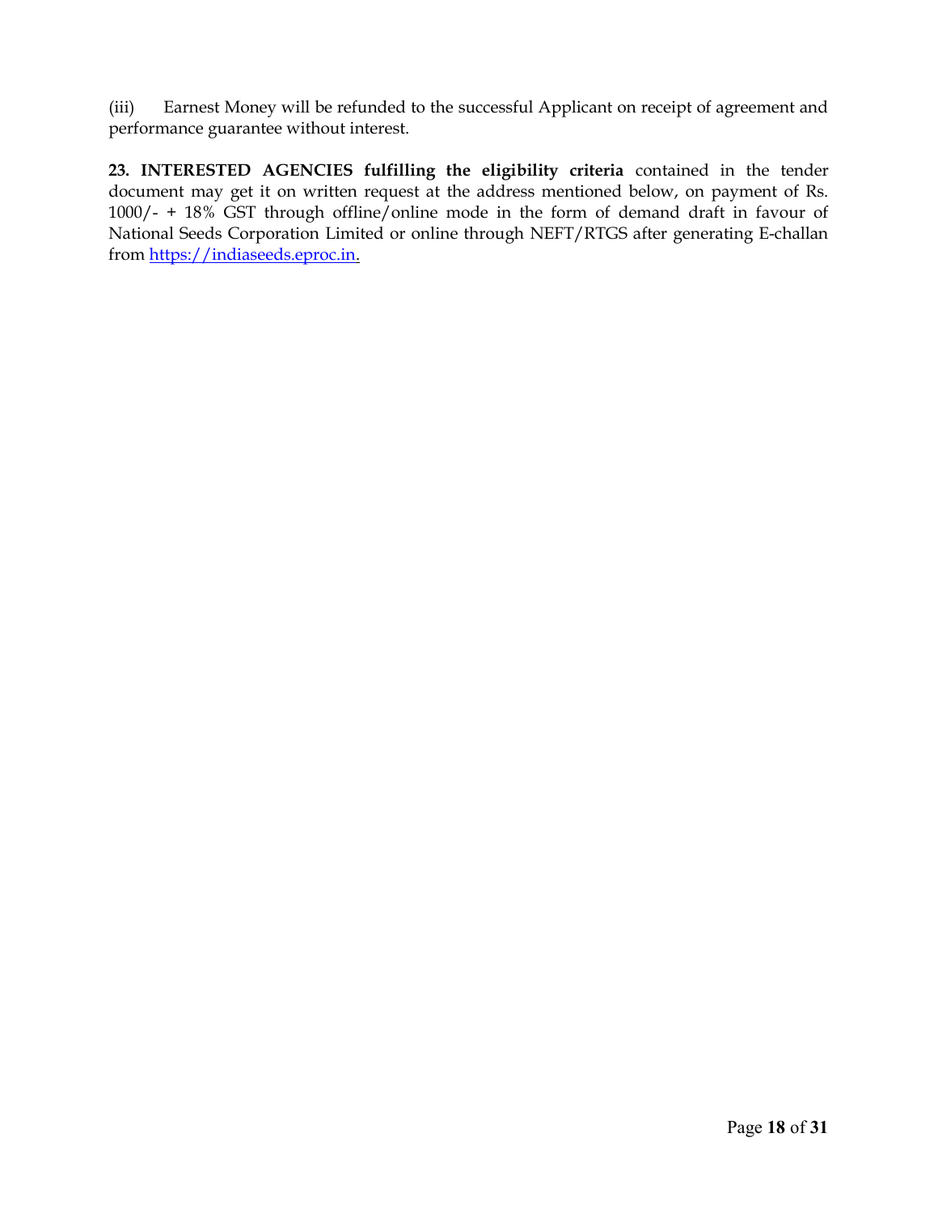(iii) Earnest Money will be refunded to the successful Applicant on receipt of agreement and performance guarantee without interest.

**23. INTERESTED AGENCIES fulfilling the eligibility criteria** contained in the tender document may get it on written request at the address mentioned below, on payment of Rs. 1000/- + 18% GST through offline/online mode in the form of demand draft in favour of National Seeds Corporation Limited or online through NEFT/RTGS after generating E-challan from [https://indiaseeds.eproc.in](https://indiaseeds.eproc.in).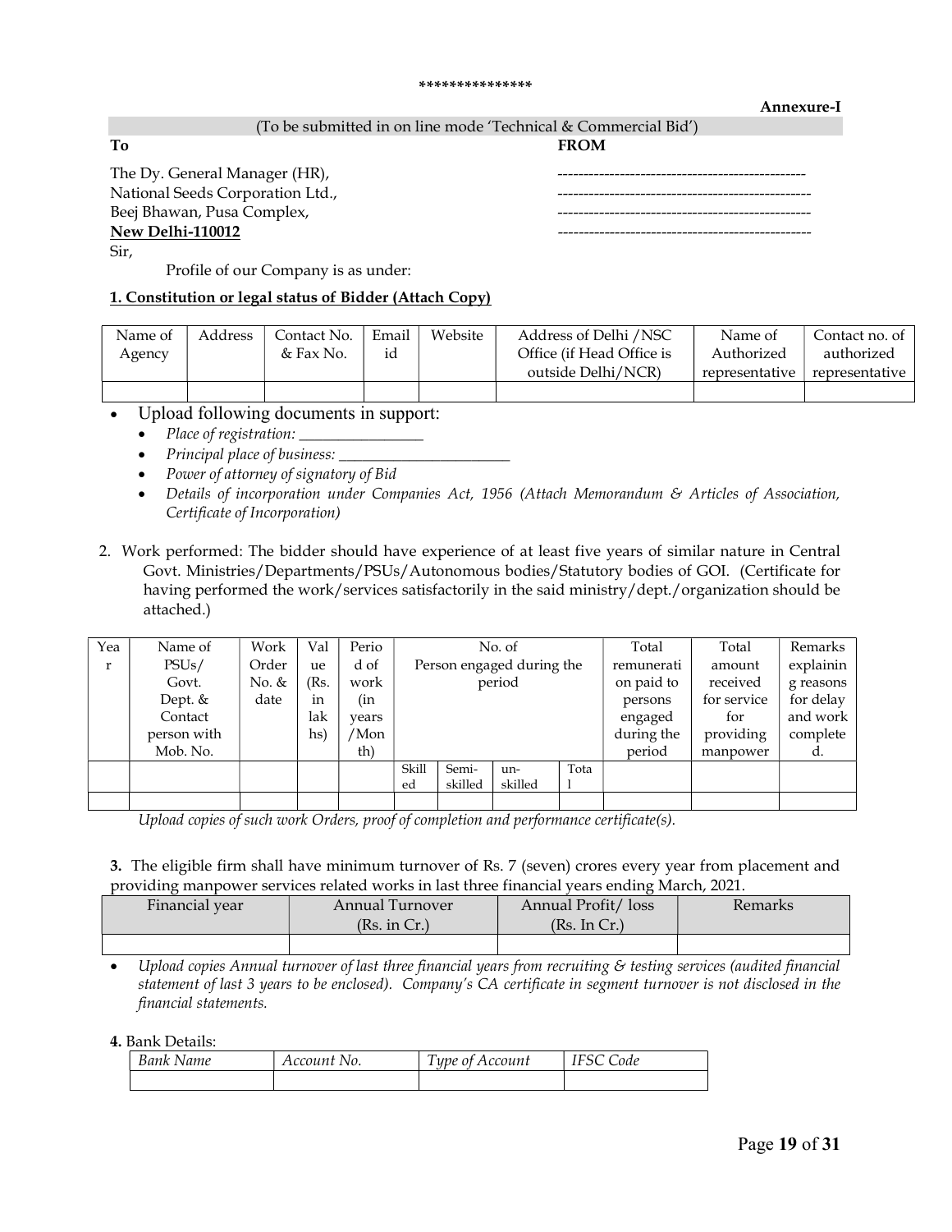***************

**Annexure-I**

(To be submitted in on line mode 'Technical & Commercial Bid')

**To**

The Dy. General Manager (HR),
National Seeds Corporation Ltd.,
Beej Bhawan, Pusa Complex,
**New Delhi-110012**

**FROM**

-----------------------------------------------
-----------------------------------------------
-----------------------------------------------
-----------------------------------------------

Sir,

Profile of our Company is as under:

**1. Constitution or legal status of Bidder (Attach Copy)**

| Name of Agency | Address | Contact No. & Fax No. | Email id | Website | Address of Delhi /NSC Office (if Head Office is outside Delhi/NCR) | Name of Authorized representative | Contact no. of authorized representative |
|---|---|---|---|---|---|---|---|
| | | | | | | | |

- Upload following documents in support:
  - *Place of registration: ________________*
  - *Principal place of business: ______________________*
  - *Power of attorney of signatory of Bid*
  - *Details of incorporation under Companies Act, 1956 (Attach Memorandum & Articles of Association, Certificate of Incorporation)*

2. Work performed: The bidder should have experience of at least five years of similar nature in Central Govt. Ministries/Departments/PSUs/Autonomous bodies/Statutory bodies of GOI. (Certificate for having performed the work/services satisfactorily in the said ministry/dept./organization should be attached.)

| Year | Name of PSUs/ Govt. Dept. & Contact person with Mob. No. | Work Order No. & date | Value (Rs. in lakhs) | Period of work (in years /Month) | No. of Person engaged during the period | | | | Total remuneration paid to persons engaged during the period | Total amount received for service for providing manpower | Remarks explaining reasons for delay and work completed. |
|---|---|---|---|---|---|---|---|---|---|---|---|
| | | | | | Skilled | Semi-skilled | un-skilled | Total | | | |
| | | | | | | | | | | | |

*Upload copies of such work Orders, proof of completion and performance certificate(s).*

**3.** The eligible firm shall have minimum turnover of Rs. 7 (seven) crores every year from placement and providing manpower services related works in last three financial years ending March, 2021.

| Financial year | Annual Turnover (Rs. in Cr.) | Annual Profit/ loss (Rs. In Cr.) | Remarks |
|---|---|---|---|
| | | | |

- *Upload copies Annual turnover of last three financial years from recruiting & testing services (audited financial statement of last 3 years to be enclosed). Company's CA certificate in segment turnover is not disclosed in the financial statements.*

**4.** Bank Details:

| *Bank Name* | *Account No.* | *Type of Account* | *IFSC Code* |
|---|---|---|---|
| | | | |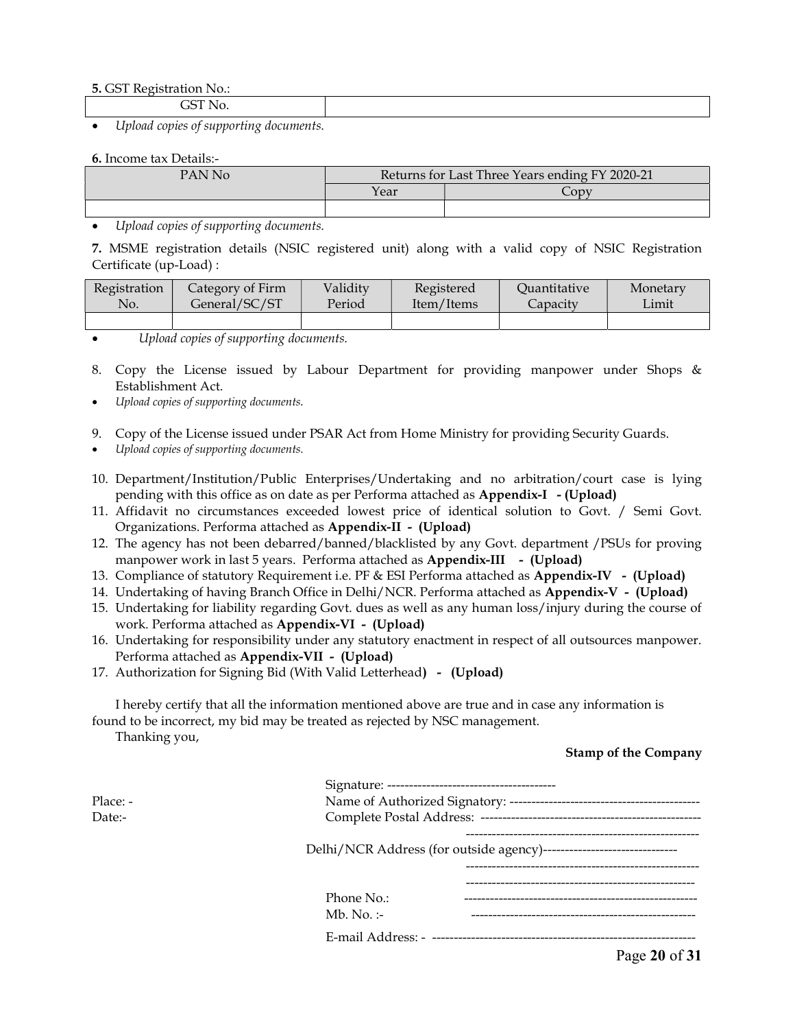**5.** GST Registration No.:

| GST No. | |
|---|---|

- *Upload copies of supporting documents.*

**6.** Income tax Details:-

| PAN No | Returns for Last Three Years ending FY 2020-21 | |
|---|---|---|
| | Year | Copy |
| | | |

- *Upload copies of supporting documents.*

**7.** MSME registration details (NSIC registered unit) along with a valid copy of NSIC Registration Certificate (up-Load) :

| Registration No. | Category of Firm General/SC/ST | Validity Period | Registered Item/Items | Quantitative Capacity | Monetary Limit |
|---|---|---|---|---|---|
| | | | | | |

- *Upload copies of supporting documents.*

8. Copy the License issued by Labour Department for providing manpower under Shops & Establishment Act.

- *Upload copies of supporting documents.*

9. Copy of the License issued under PSAR Act from Home Ministry for providing Security Guards.

- *Upload copies of supporting documents.*

10. Department/Institution/Public Enterprises/Undertaking and no arbitration/court case is lying pending with this office as on date as per Performa attached as **Appendix-I - (Upload)**
11. Affidavit no circumstances exceeded lowest price of identical solution to Govt. / Semi Govt. Organizations. Performa attached as **Appendix-II - (Upload)**
12. The agency has not been debarred/banned/blacklisted by any Govt. department /PSUs for proving manpower work in last 5 years. Performa attached as **Appendix-III - (Upload)**
13. Compliance of statutory Requirement i.e. PF & ESI Performa attached as **Appendix-IV - (Upload)**
14. Undertaking of having Branch Office in Delhi/NCR. Performa attached as **Appendix-V - (Upload)**
15. Undertaking for liability regarding Govt. dues as well as any human loss/injury during the course of work. Performa attached as **Appendix-VI - (Upload)**
16. Undertaking for responsibility under any statutory enactment in respect of all outsources manpower. Performa attached as **Appendix-VII - (Upload)**
17. Authorization for Signing Bid (With Valid Letterhead**) - (Upload)**

I hereby certify that all the information mentioned above are true and in case any information is found to be incorrect, my bid may be treated as rejected by NSC management.

Thanking you,

**Stamp of the Company**

Signature: ---------------------------------------

Place: -

Name of Authorized Signatory: --------------------------------------------

Date:-

Complete Postal Address: ---------------------------------------------------

-------------------------------------------------------

Delhi/NCR Address (for outside agency)-------------------------------

-------------------------------------------------------

------------------------------------------------------

Phone No.: -------------------------------------------------------

Mb. No. :- ----------------------------------------------------

E-mail Address: - -------------------------------------------------------------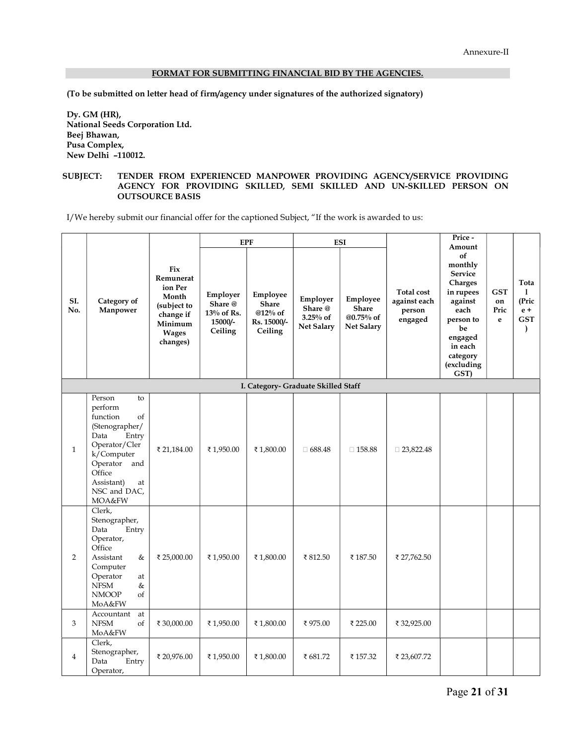Annexure-II

## FORMAT FOR SUBMITTING FINANCIAL BID BY THE AGENCIES.

**(To be submitted on letter head of firm/agency under signatures of the authorized signatory)**

**Dy. GM (HR),**
**National Seeds Corporation Ltd.**
**Beej Bhawan,**
**Pusa Complex,**
**New Delhi –110012.**

**SUBJECT: TENDER FROM EXPERIENCED MANPOWER PROVIDING AGENCY/SERVICE PROVIDING AGENCY FOR PROVIDING SKILLED, SEMI SKILLED AND UN-SKILLED PERSON ON OUTSOURCE BASIS**

I/We hereby submit our financial offer for the captioned Subject, "If the work is awarded to us:

| SI. No. | Category of Manpower | Fix Remuneration Per Month (subject to change if Minimum Wages changes) | EPF | | ESI | | Total cost against each person engaged | Price - Amount of monthly Service Charges in rupees against each person to be engaged in each category (excluding GST) | GST on Price | Total (Price + GST) |
|---|---|---|---|---|---|---|---|---|---|---|
| | | | Employer Share @ 13% of Rs. 15000/- Ceiling | Employee Share @12% of Rs. 15000/- Ceiling | Employer Share @ 3.25% of Net Salary | Employee Share @0.75% of Net Salary | | | | |
| **I. Category- Graduate Skilled Staff** | | | | | | | | | | |
| 1 | Person to perform function of (Stenographer/ Data Entry Operator/Clerk/Computer Operator and Office Assistant) at NSC and DAC, MOA&FW | ₹ 21,184.00 | ₹ 1,950.00 | ₹ 1,800.00 | 688.48 | 158.88 | 23,822.48 | | | |
| 2 | Clerk, Stenographer, Data Entry Operator, Office Assistant & Computer Operator at NFSM & NMOOP of MoA&FW | ₹ 25,000.00 | ₹ 1,950.00 | ₹ 1,800.00 | ₹ 812.50 | ₹ 187.50 | ₹ 27,762.50 | | | |
| 3 | Accountant at NFSM of MoA&FW | ₹ 30,000.00 | ₹ 1,950.00 | ₹ 1,800.00 | ₹ 975.00 | ₹ 225.00 | ₹ 32,925.00 | | | |
| 4 | Clerk, Stenographer, Data Entry Operator, | ₹ 20,976.00 | ₹ 1,950.00 | ₹ 1,800.00 | ₹ 681.72 | ₹ 157.32 | ₹ 23,607.72 | | | |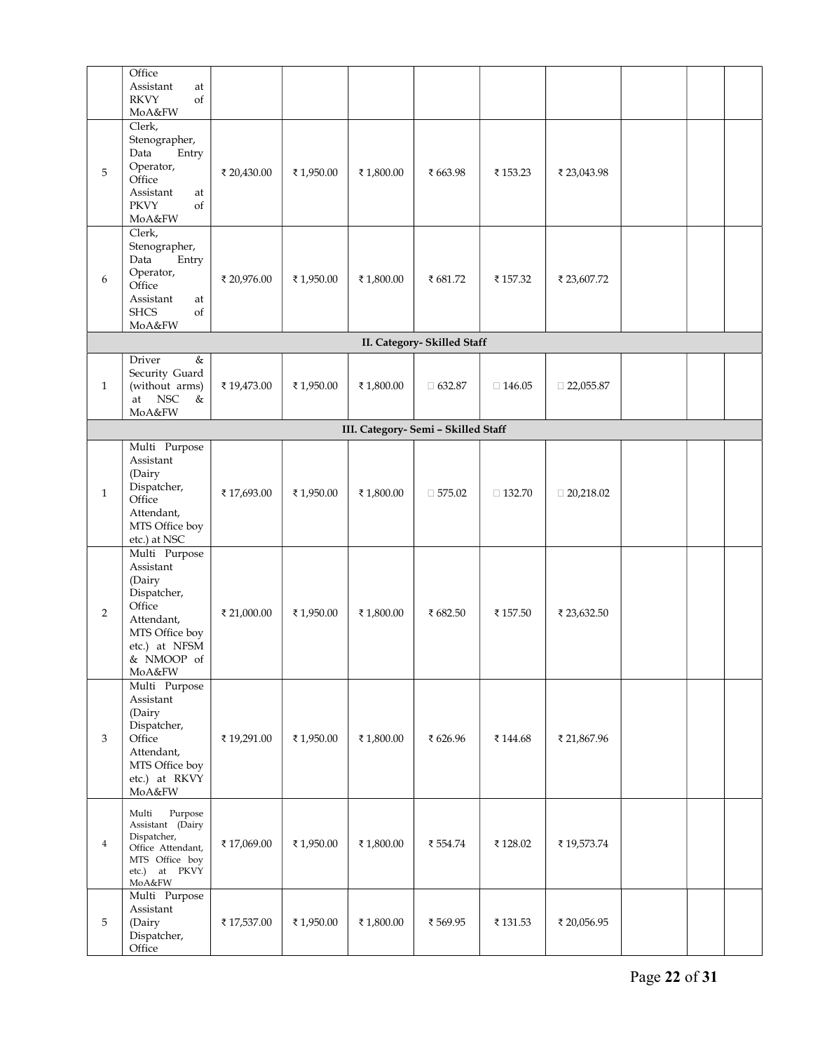| | | | | | | | | | |
|---|---|---|---|---|---|---|---|---|---|
| | Office Assistant at RKVY of MoA&FW | | | | | | | | |
| 5 | Clerk, Stenographer, Data Entry Operator, Office Assistant at PKVY of MoA&FW | ₹ 20,430.00 | ₹ 1,950.00 | ₹ 1,800.00 | ₹ 663.98 | ₹ 153.23 | ₹ 23,043.98 | | | |
| 6 | Clerk, Stenographer, Data Entry Operator, Office Assistant at SHCS of MoA&FW | ₹ 20,976.00 | ₹ 1,950.00 | ₹ 1,800.00 | ₹ 681.72 | ₹ 157.32 | ₹ 23,607.72 | | | |
| **II. Category- Skilled Staff** | | | | | | | | | | |
| 1 | Driver & Security Guard (without arms) at NSC & MoA&FW | ₹ 19,473.00 | ₹ 1,950.00 | ₹ 1,800.00 | 632.87 | 146.05 | 22,055.87 | | | |
| **III. Category- Semi – Skilled Staff** | | | | | | | | | | |
| 1 | Multi Purpose Assistant (Dairy Dispatcher, Office Attendant, MTS Office boy etc.) at NSC | ₹ 17,693.00 | ₹ 1,950.00 | ₹ 1,800.00 | 575.02 | 132.70 | 20,218.02 | | | |
| 2 | Multi Purpose Assistant (Dairy Dispatcher, Office Attendant, MTS Office boy etc.) at NFSM & NMOOP of MoA&FW | ₹ 21,000.00 | ₹ 1,950.00 | ₹ 1,800.00 | ₹ 682.50 | ₹ 157.50 | ₹ 23,632.50 | | | |
| 3 | Multi Purpose Assistant (Dairy Dispatcher, Office Attendant, MTS Office boy etc.) at RKVY MoA&FW | ₹ 19,291.00 | ₹ 1,950.00 | ₹ 1,800.00 | ₹ 626.96 | ₹ 144.68 | ₹ 21,867.96 | | | |
| 4 | Multi Purpose Assistant (Dairy Dispatcher, Office Attendant, MTS Office boy etc.) at PKVY MoA&FW | ₹ 17,069.00 | ₹ 1,950.00 | ₹ 1,800.00 | ₹ 554.74 | ₹ 128.02 | ₹ 19,573.74 | | | |
| 5 | Multi Purpose Assistant (Dairy Dispatcher, Office | ₹ 17,537.00 | ₹ 1,950.00 | ₹ 1,800.00 | ₹ 569.95 | ₹ 131.53 | ₹ 20,056.95 | | | |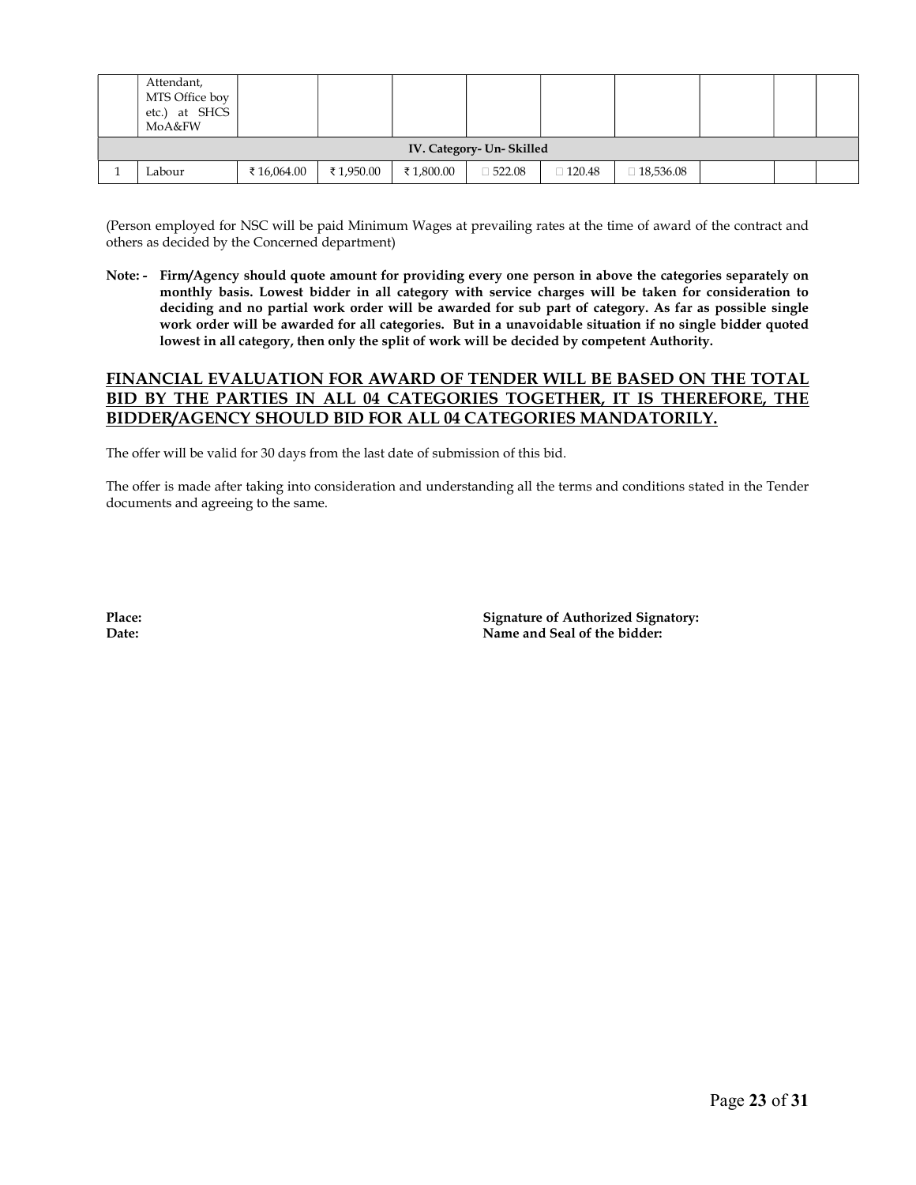| | Attendant, MTS Office boy etc.) at SHCS MoA&FW | | | | | | | | | |
|---|---|---|---|---|---|---|---|---|---|---|
| **IV. Category- Un- Skilled** | | | | | | | | | | |
| 1 | Labour | ₹ 16,064.00 | ₹ 1,950.00 | ₹ 1,800.00 | 522.08 | 120.48 | 18,536.08 | | | |

(Person employed for NSC will be paid Minimum Wages at prevailing rates at the time of award of the contract and others as decided by the Concerned department)

**Note: - Firm/Agency should quote amount for providing every one person in above the categories separately on monthly basis. Lowest bidder in all category with service charges will be taken for consideration to deciding and no partial work order will be awarded for sub part of category. As far as possible single work order will be awarded for all categories. But in a unavoidable situation if no single bidder quoted lowest in all category, then only the split of work will be decided by competent Authority.**

**<u>FINANCIAL EVALUATION FOR AWARD OF TENDER WILL BE BASED ON THE TOTAL BID BY THE PARTIES IN ALL 04 CATEGORIES TOGETHER, IT IS THEREFORE, THE BIDDER/AGENCY SHOULD BID FOR ALL 04 CATEGORIES MANDATORILY.</u>**

The offer will be valid for 30 days from the last date of submission of this bid.

The offer is made after taking into consideration and understanding all the terms and conditions stated in the Tender documents and agreeing to the same.

**Place:** **Signature of Authorized Signatory:**
**Date:** **Name and Seal of the bidder:**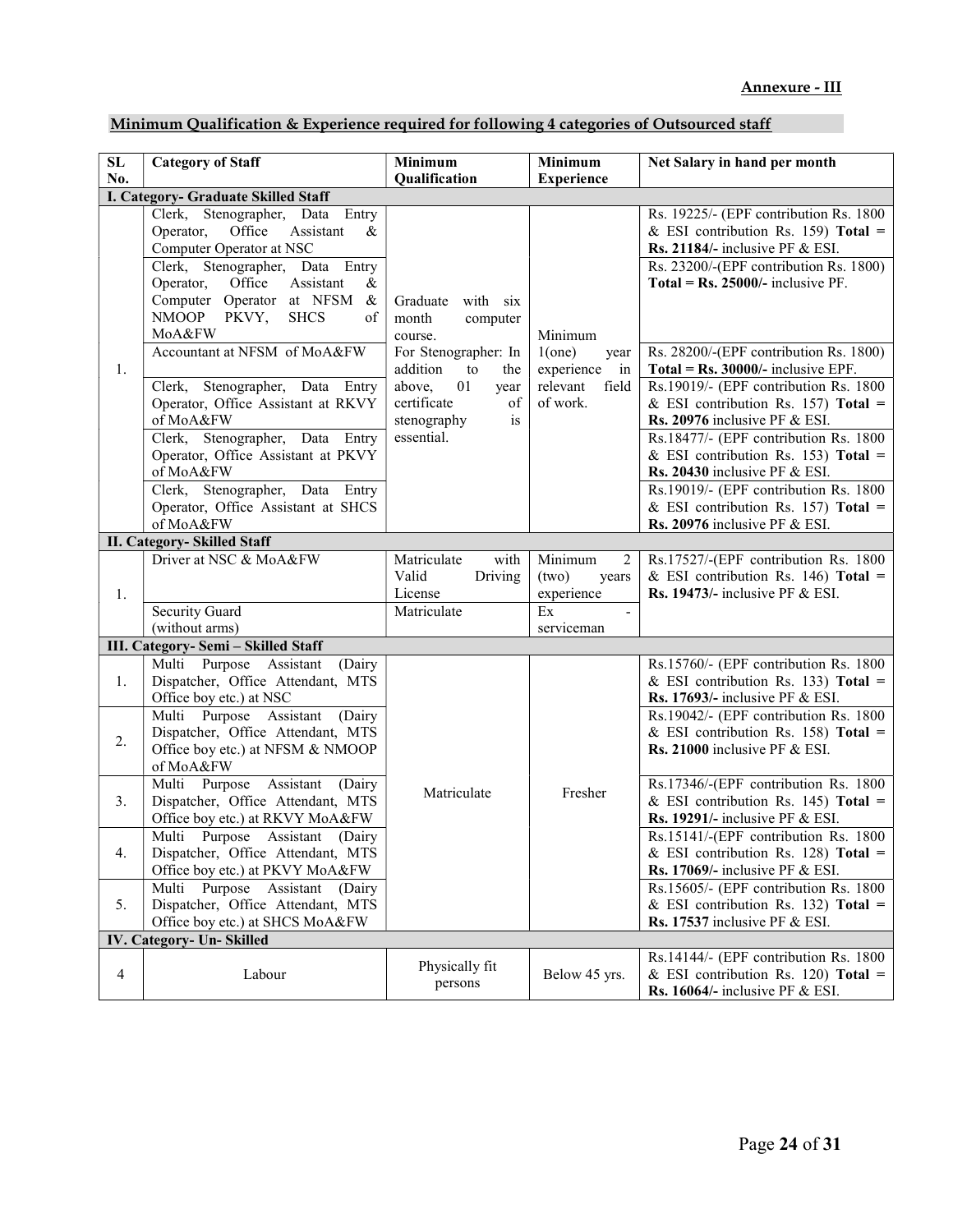**Annexure - III**

**Minimum Qualification & Experience required for following 4 categories of Outsourced staff**

| SL No. | Category of Staff | Minimum Qualification | Minimum Experience | Net Salary in hand per month |
|---|---|---|---|---|
| **I. Category- Graduate Skilled Staff** | | | | |
| 1. | Clerk, Stenographer, Data Entry Operator, Office Assistant & Computer Operator at NSC | Graduate with six month computer course. For Stenographer: In addition to the above, 01 year certificate of stenography is essential. | Minimum 1(one) year experience in relevant field of work. | Rs. 19225/- (EPF contribution Rs. 1800 & ESI contribution Rs. 159) **Total = Rs. 21184/-** inclusive PF & ESI. |
| | Clerk, Stenographer, Data Entry Operator, Office Assistant & Computer Operator at NFSM & NMOOP PKVY, SHCS of MoA&FW | | | Rs. 23200/-(EPF contribution Rs. 1800) **Total = Rs. 25000/-** inclusive PF. |
| | Accountant at NFSM of MoA&FW | | | Rs. 28200/-(EPF contribution Rs. 1800) **Total = Rs. 30000/-** inclusive EPF. |
| | Clerk, Stenographer, Data Entry Operator, Office Assistant at RKVY of MoA&FW | | | Rs.19019/- (EPF contribution Rs. 1800 & ESI contribution Rs. 157) **Total = Rs. 20976** inclusive PF & ESI. |
| | Clerk, Stenographer, Data Entry Operator, Office Assistant at PKVY of MoA&FW | | | Rs.18477/- (EPF contribution Rs. 1800 & ESI contribution Rs. 153) **Total = Rs. 20430** inclusive PF & ESI. |
| | Clerk, Stenographer, Data Entry Operator, Office Assistant at SHCS of MoA&FW | | | Rs.19019/- (EPF contribution Rs. 1800 & ESI contribution Rs. 157) **Total = Rs. 20976** inclusive PF & ESI. |
| **II. Category- Skilled Staff** | | | | |
| 1. | Driver at NSC & MoA&FW | Matriculate with Valid Driving License | Minimum 2 (two) years experience | Rs.17527/-(EPF contribution Rs. 1800 & ESI contribution Rs. 146) **Total = Rs. 19473/-** inclusive PF & ESI. |
| | Security Guard (without arms) | Matriculate | Ex - serviceman | |
| **III. Category- Semi – Skilled Staff** | | | | |
| 1. | Multi Purpose Assistant (Dairy Dispatcher, Office Attendant, MTS Office boy etc.) at NSC | Matriculate | Fresher | Rs.15760/- (EPF contribution Rs. 1800 & ESI contribution Rs. 133) **Total = Rs. 17693/-** inclusive PF & ESI. |
| 2. | Multi Purpose Assistant (Dairy Dispatcher, Office Attendant, MTS Office boy etc.) at NFSM & NMOOP of MoA&FW | | | Rs.19042/- (EPF contribution Rs. 1800 & ESI contribution Rs. 158) **Total = Rs. 21000** inclusive PF & ESI. |
| 3. | Multi Purpose Assistant (Dairy Dispatcher, Office Attendant, MTS Office boy etc.) at RKVY MoA&FW | | | Rs.17346/-(EPF contribution Rs. 1800 & ESI contribution Rs. 145) **Total = Rs. 19291/-** inclusive PF & ESI. |
| 4. | Multi Purpose Assistant (Dairy Dispatcher, Office Attendant, MTS Office boy etc.) at PKVY MoA&FW | | | Rs.15141/-(EPF contribution Rs. 1800 & ESI contribution Rs. 128) **Total = Rs. 17069/-** inclusive PF & ESI. |
| 5. | Multi Purpose Assistant (Dairy Dispatcher, Office Attendant, MTS Office boy etc.) at SHCS MoA&FW | | | Rs.15605/- (EPF contribution Rs. 1800 & ESI contribution Rs. 132) **Total = Rs. 17537** inclusive PF & ESI. |
| **IV. Category- Un- Skilled** | | | | |
| 4 | Labour | Physically fit persons | Below 45 yrs. | Rs.14144/- (EPF contribution Rs. 1800 & ESI contribution Rs. 120) **Total = Rs. 16064/-** inclusive PF & ESI. |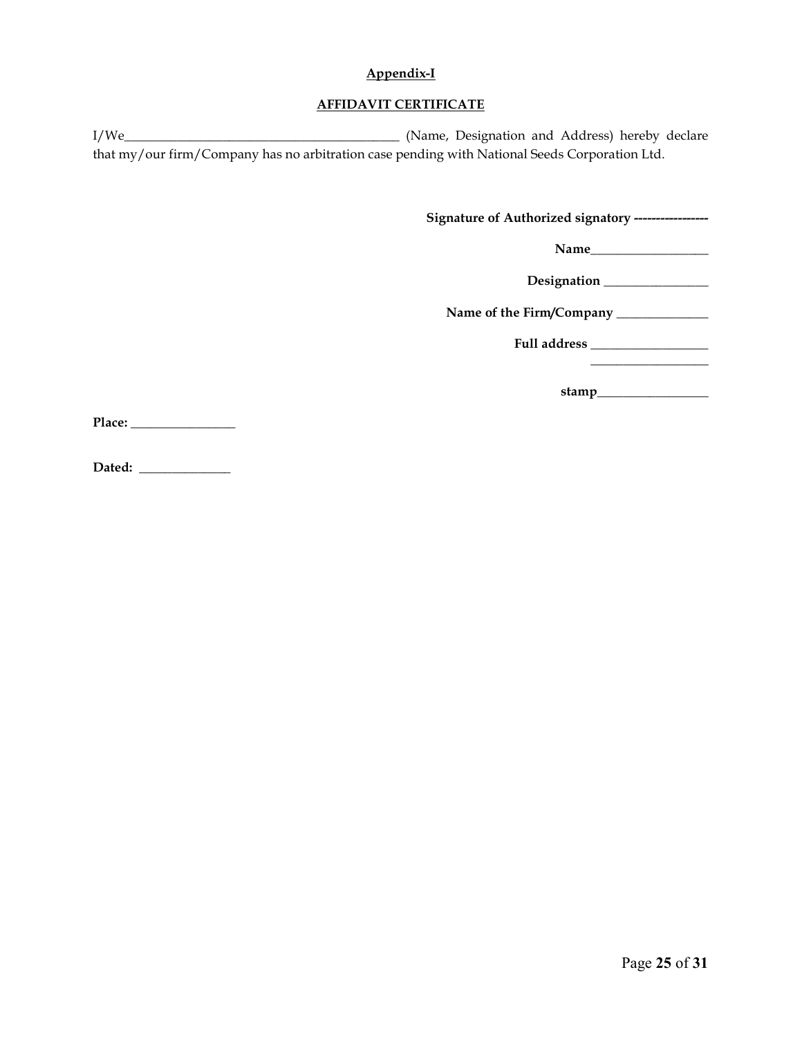**Appendix-I**

**AFFIDAVIT CERTIFICATE**

I/We__________________________________________ (Name, Designation and Address) hereby declare that my/our firm/Company has no arbitration case pending with National Seeds Corporation Ltd.

**Signature of Authorized signatory -----------------**

**Name**__________________

**Designation** ________________

**Name of the Firm/Company** ______________

**Full address** __________________
__________________

**stamp**_________________

**Place:** ________________

**Dated:** ______________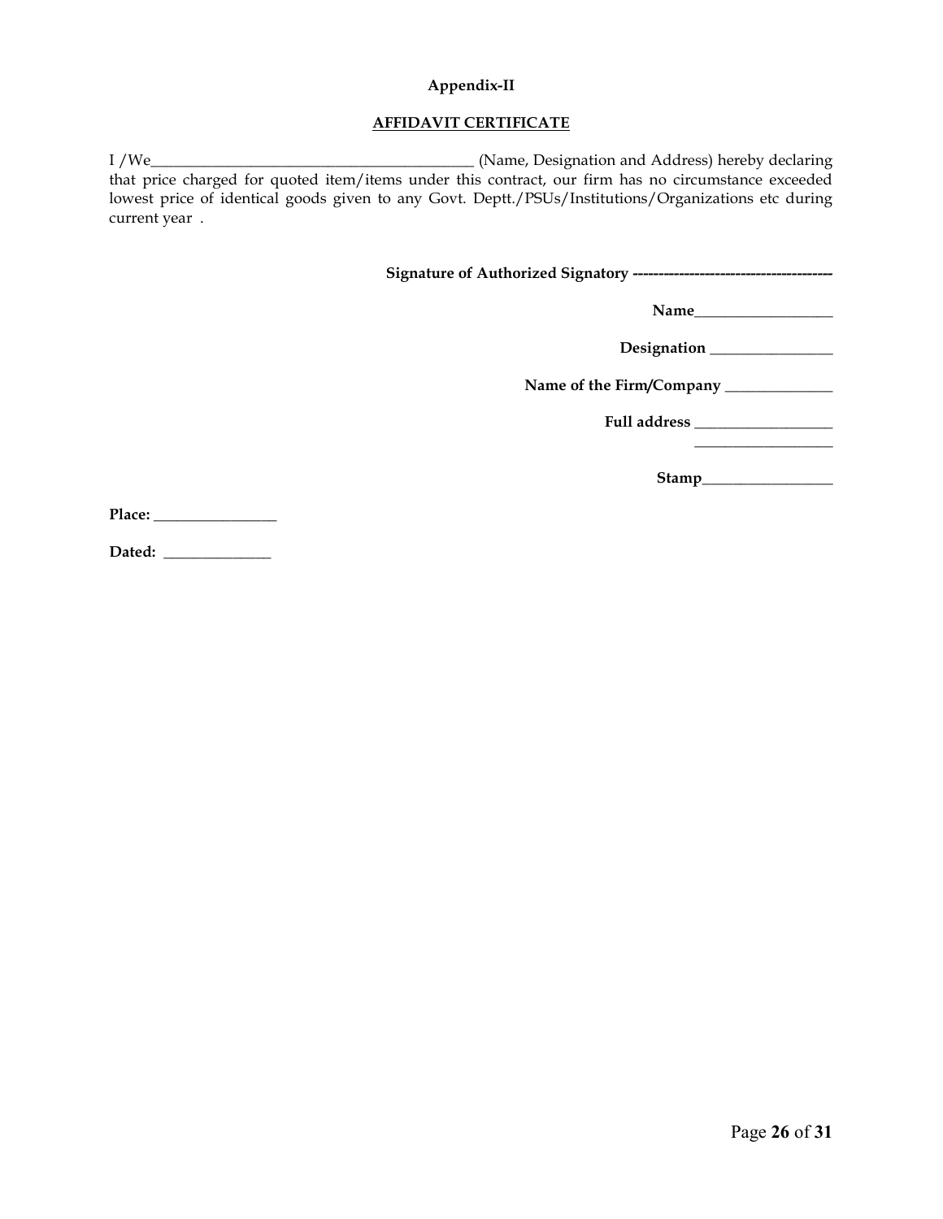**Appendix-II**

**AFFIDAVIT CERTIFICATE**

I /We__________________________________________ (Name, Designation and Address) hereby declaring that price charged for quoted item/items under this contract, our firm has no circumstance exceeded lowest price of identical goods given to any Govt. Deptt./PSUs/Institutions/Organizations etc during current year .

**Signature of Authorized Signatory ---------------------------------------**

**Name**__________________

**Designation** ________________

**Name of the Firm/Company** ______________

**Full address** __________________
__________________

**Stamp**_________________

**Place:** ________________

**Dated:** ______________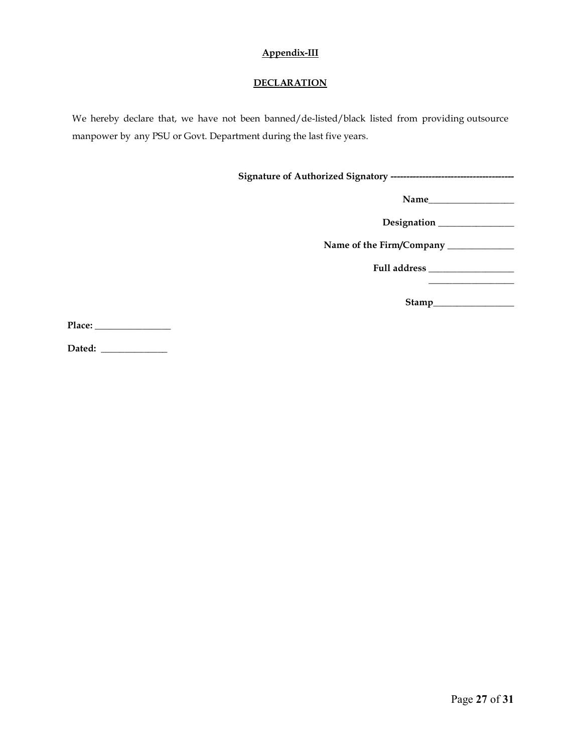**Appendix-III**

**DECLARATION**

We hereby declare that, we have not been banned/de-listed/black listed from providing outsource manpower by any PSU or Govt. Department during the last five years.

**Signature of Authorized Signatory** ---------------------------------------

**Name**__________________

**Designation** ________________

**Name of the Firm/Company** ______________

**Full address** __________________
__________________

**Stamp**_________________

**Place:** ________________

**Dated:** ______________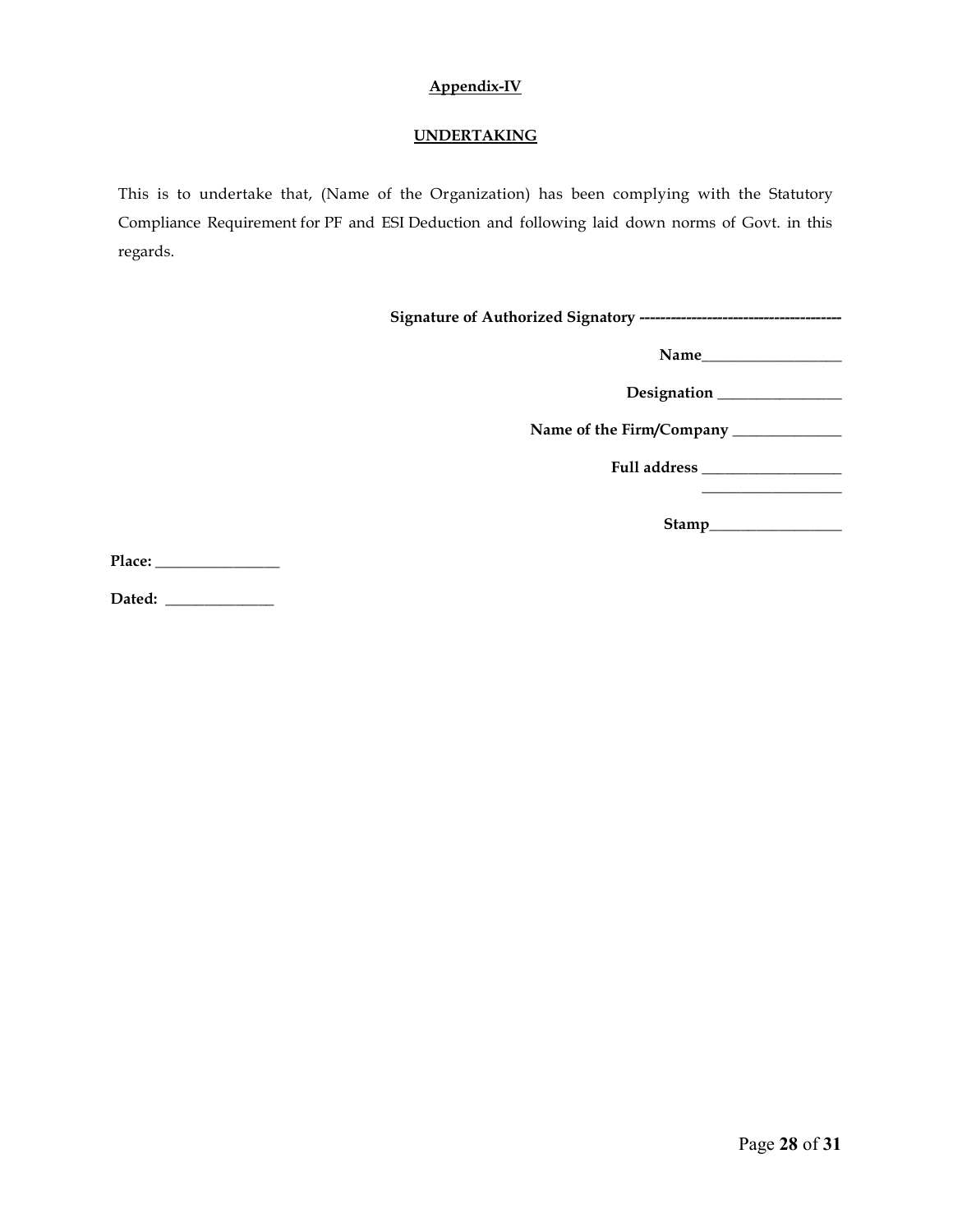**Appendix-IV**

**UNDERTAKING**

This is to undertake that, (Name of the Organization) has been complying with the Statutory Compliance Requirement for PF and ESI Deduction and following laid down norms of Govt. in this regards.

**Signature of Authorized Signatory** ----------------------------------------

**Name**__________________

**Designation** ________________

**Name of the Firm/Company** ______________

**Full address** __________________
__________________

**Stamp**_________________

**Place:** ________________

**Dated:** ______________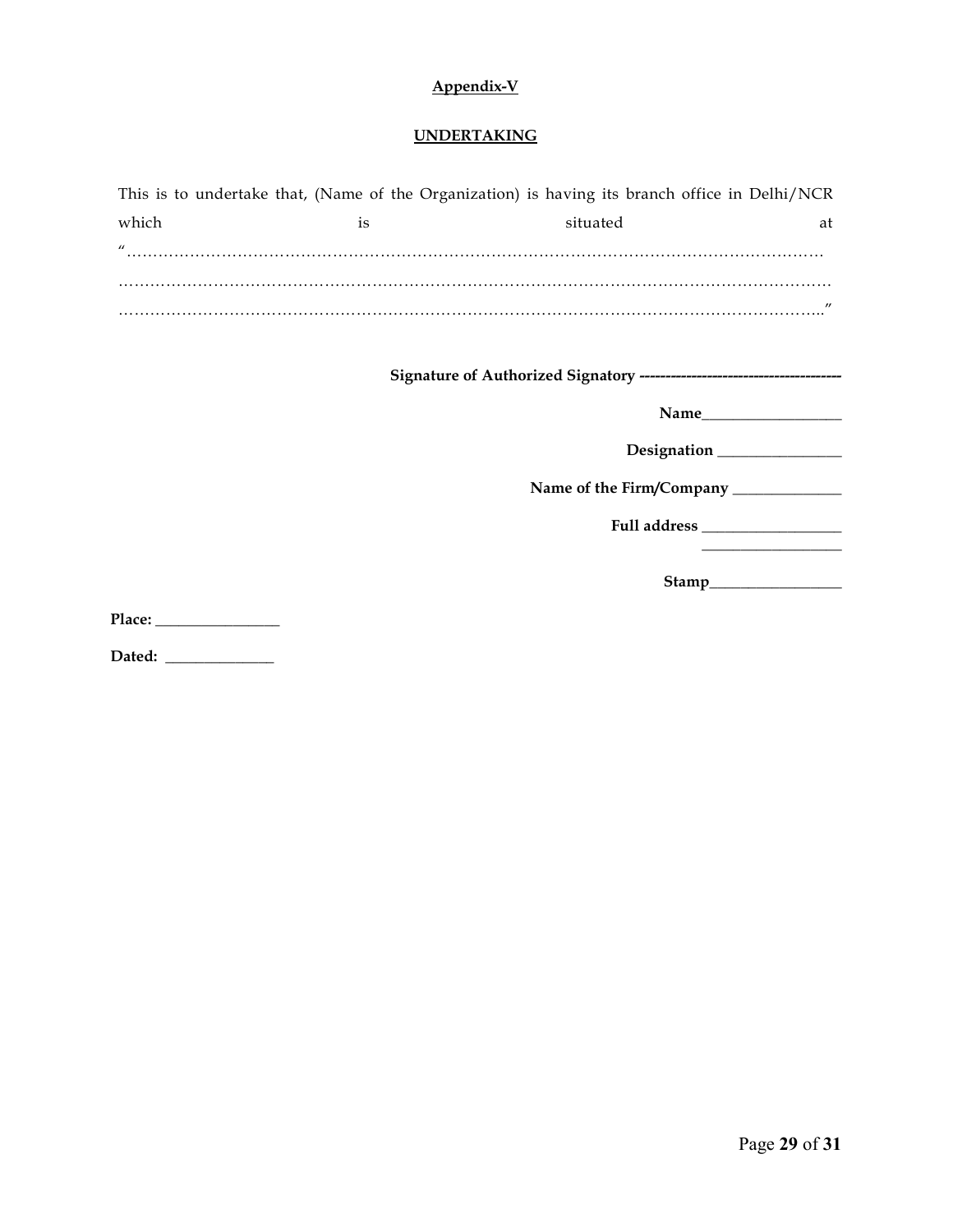**Appendix-V**

**UNDERTAKING**

This is to undertake that, (Name of the Organization) is having its branch office in Delhi/NCR which is situated at "…………………………………………………………………………………………………………………
……………………………………………………………………………………………………………………
…………………………………………………………………………………………………………………."

**Signature of Authorized Signatory ---------------------------------------**

**Name**__________________

**Designation** ________________

**Name of the Firm/Company** ______________

**Full address** __________________
__________________

**Stamp**_________________

**Place:** ________________

**Dated:** ______________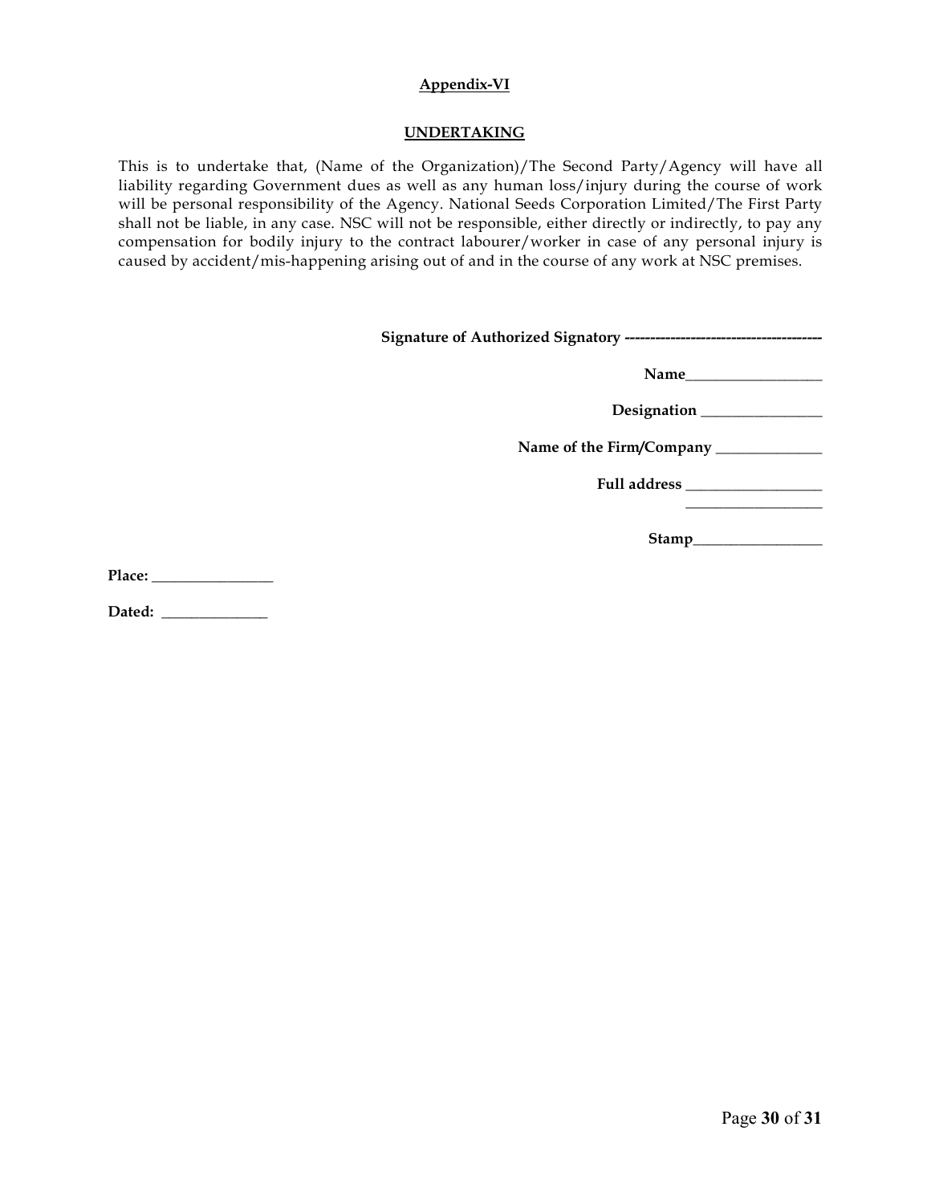**Appendix-VI**

**UNDERTAKING**

This is to undertake that, (Name of the Organization)/The Second Party/Agency will have all liability regarding Government dues as well as any human loss/injury during the course of work will be personal responsibility of the Agency. National Seeds Corporation Limited/The First Party shall not be liable, in any case. NSC will not be responsible, either directly or indirectly, to pay any compensation for bodily injury to the contract labourer/worker in case of any personal injury is caused by accident/mis-happening arising out of and in the course of any work at NSC premises.

**Signature of Authorized Signatory** ---------------------------------------

**Name**__________________

**Designation** ________________

**Name of the Firm/Company** ______________

**Full address** __________________
__________________

**Stamp**_________________

**Place:** ________________

**Dated:** ______________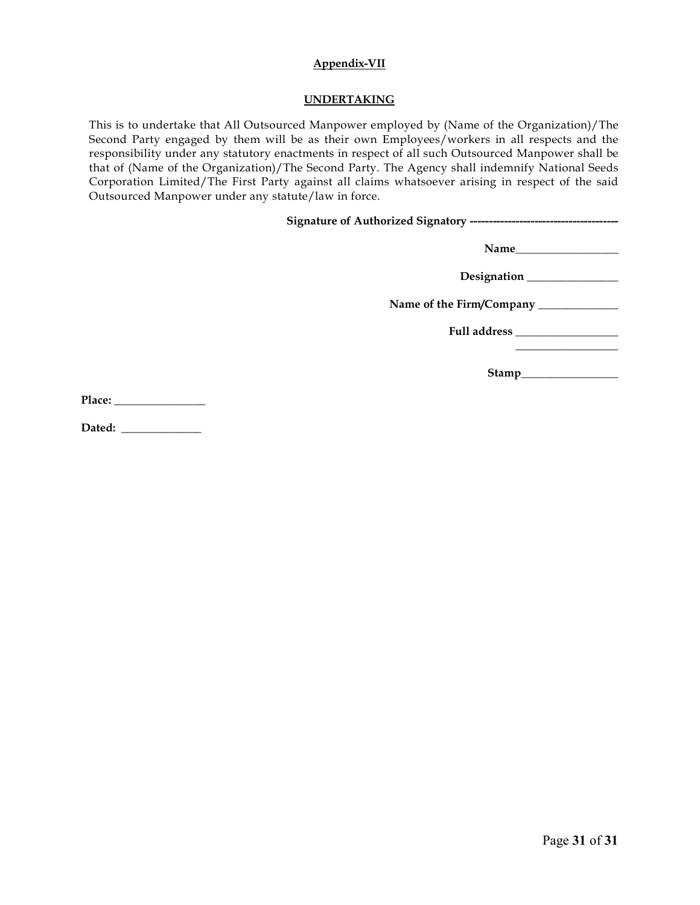**Appendix-VII**

**UNDERTAKING**

This is to undertake that All Outsourced Manpower employed by (Name of the Organization)/The Second Party engaged by them will be as their own Employees/workers in all respects and the responsibility under any statutory enactments in respect of all such Outsourced Manpower shall be that of (Name of the Organization)/The Second Party. The Agency shall indemnify National Seeds Corporation Limited/The First Party against all claims whatsoever arising in respect of the said Outsourced Manpower under any statute/law in force.

**Signature of Authorized Signatory ---------------------------------------**

**Name**__________________

**Designation** ________________

**Name of the Firm/Company** ______________

**Full address** __________________
__________________

**Stamp**_________________

**Place:** ________________

**Dated:** ______________